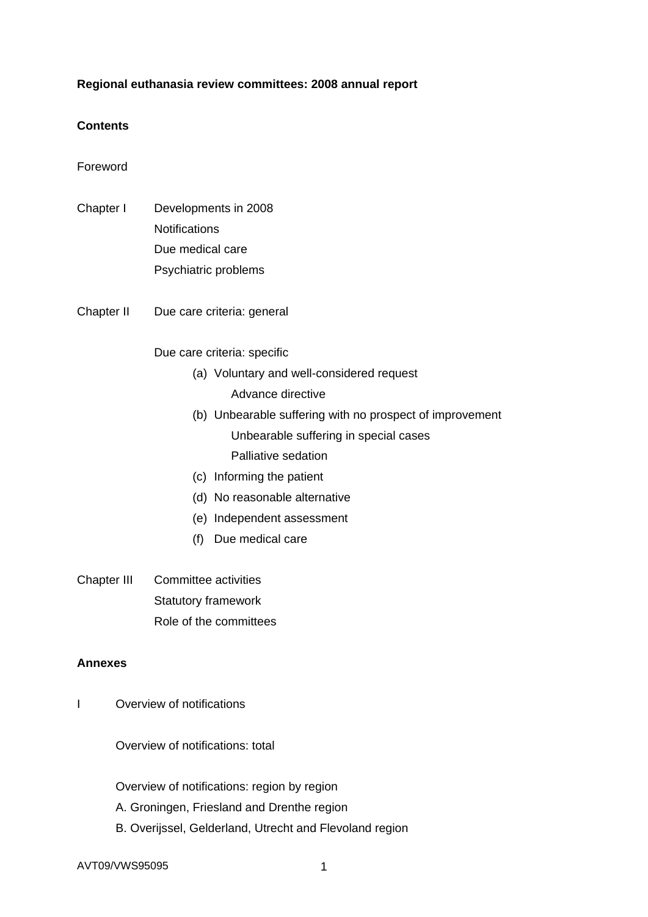**Regional euthanasia review committees: 2008 annual report**

**Contents**

Foreword

Chapter I Developments in 2008

- Notifications
- Due medical care
- Psychiatric problems

Chapter II Due care criteria: general

Due care criteria: specific

- (a) Voluntary and well-considered request
  - Advance directive
- (b) Unbearable suffering with no prospect of improvement
  - Unbearable suffering in special cases
  - Palliative sedation
- (c) Informing the patient
- (d) No reasonable alternative
- (e) Independent assessment
- (f) Due medical care

Chapter III Committee activities

- Statutory framework
- Role of the committees

**Annexes**

I Overview of notifications

Overview of notifications: total

Overview of notifications: region by region

A. Groningen, Friesland and Drenthe region

B. Overijssel, Gelderland, Utrecht and Flevoland region

AVT09/VWS95095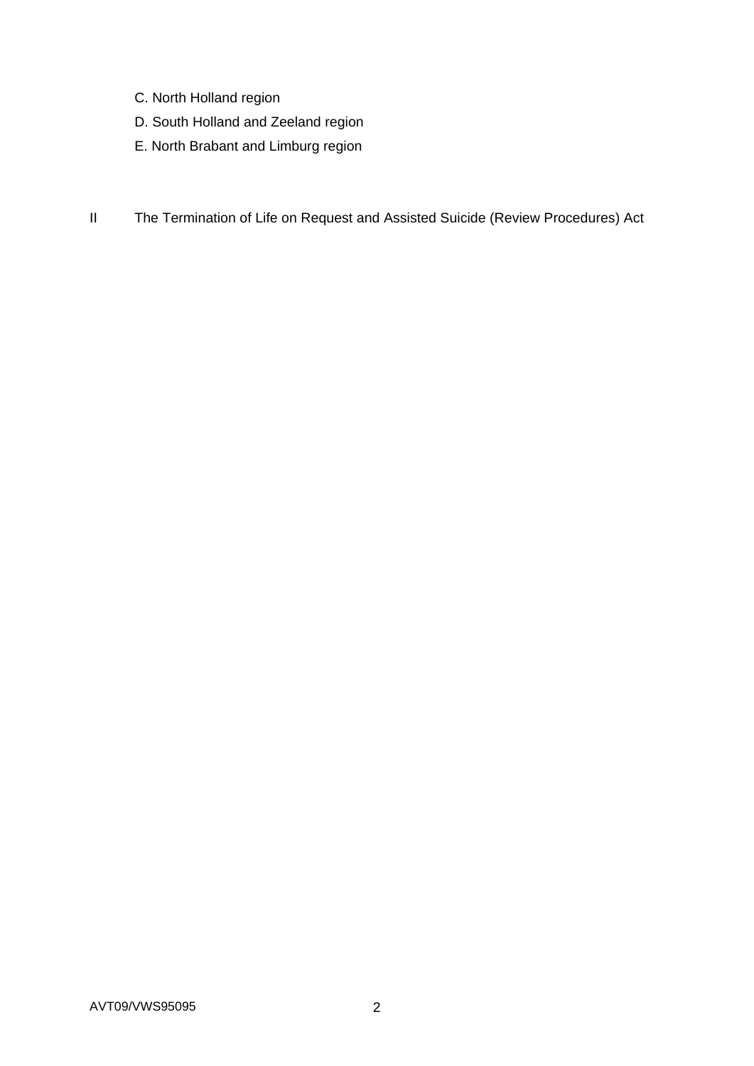C. North Holland region

D. South Holland and Zeeland region

E. North Brabant and Limburg region

II The Termination of Life on Request and Assisted Suicide (Review Procedures) Act

AVT09/VWS95095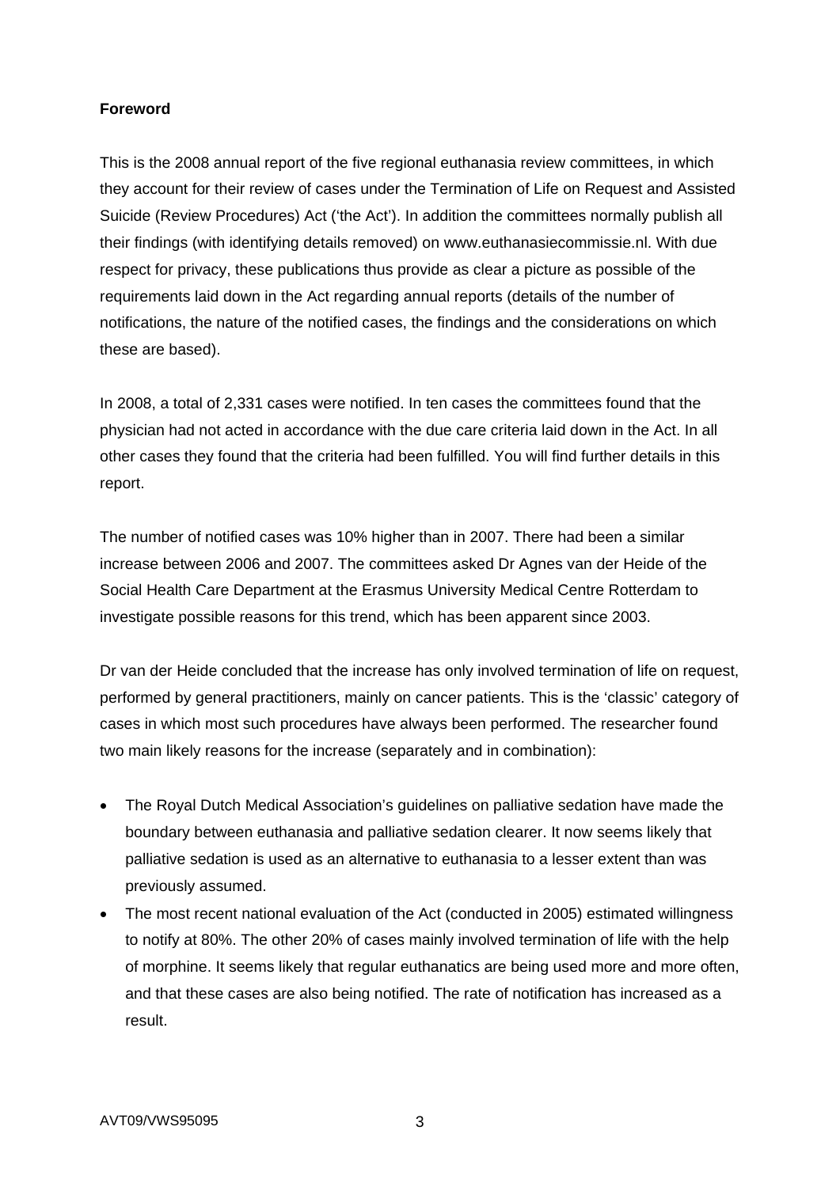**Foreword**

This is the 2008 annual report of the five regional euthanasia review committees, in which they account for their review of cases under the Termination of Life on Request and Assisted Suicide (Review Procedures) Act ('the Act'). In addition the committees normally publish all their findings (with identifying details removed) on www.euthanasiecommissie.nl. With due respect for privacy, these publications thus provide as clear a picture as possible of the requirements laid down in the Act regarding annual reports (details of the number of notifications, the nature of the notified cases, the findings and the considerations on which these are based).

In 2008, a total of 2,331 cases were notified. In ten cases the committees found that the physician had not acted in accordance with the due care criteria laid down in the Act. In all other cases they found that the criteria had been fulfilled. You will find further details in this report.

The number of notified cases was 10% higher than in 2007. There had been a similar increase between 2006 and 2007. The committees asked Dr Agnes van der Heide of the Social Health Care Department at the Erasmus University Medical Centre Rotterdam to investigate possible reasons for this trend, which has been apparent since 2003.

Dr van der Heide concluded that the increase has only involved termination of life on request, performed by general practitioners, mainly on cancer patients. This is the 'classic' category of cases in which most such procedures have always been performed. The researcher found two main likely reasons for the increase (separately and in combination):

- The Royal Dutch Medical Association's guidelines on palliative sedation have made the boundary between euthanasia and palliative sedation clearer. It now seems likely that palliative sedation is used as an alternative to euthanasia to a lesser extent than was previously assumed.
- The most recent national evaluation of the Act (conducted in 2005) estimated willingness to notify at 80%. The other 20% of cases mainly involved termination of life with the help of morphine. It seems likely that regular euthanatics are being used more and more often, and that these cases are also being notified. The rate of notification has increased as a result.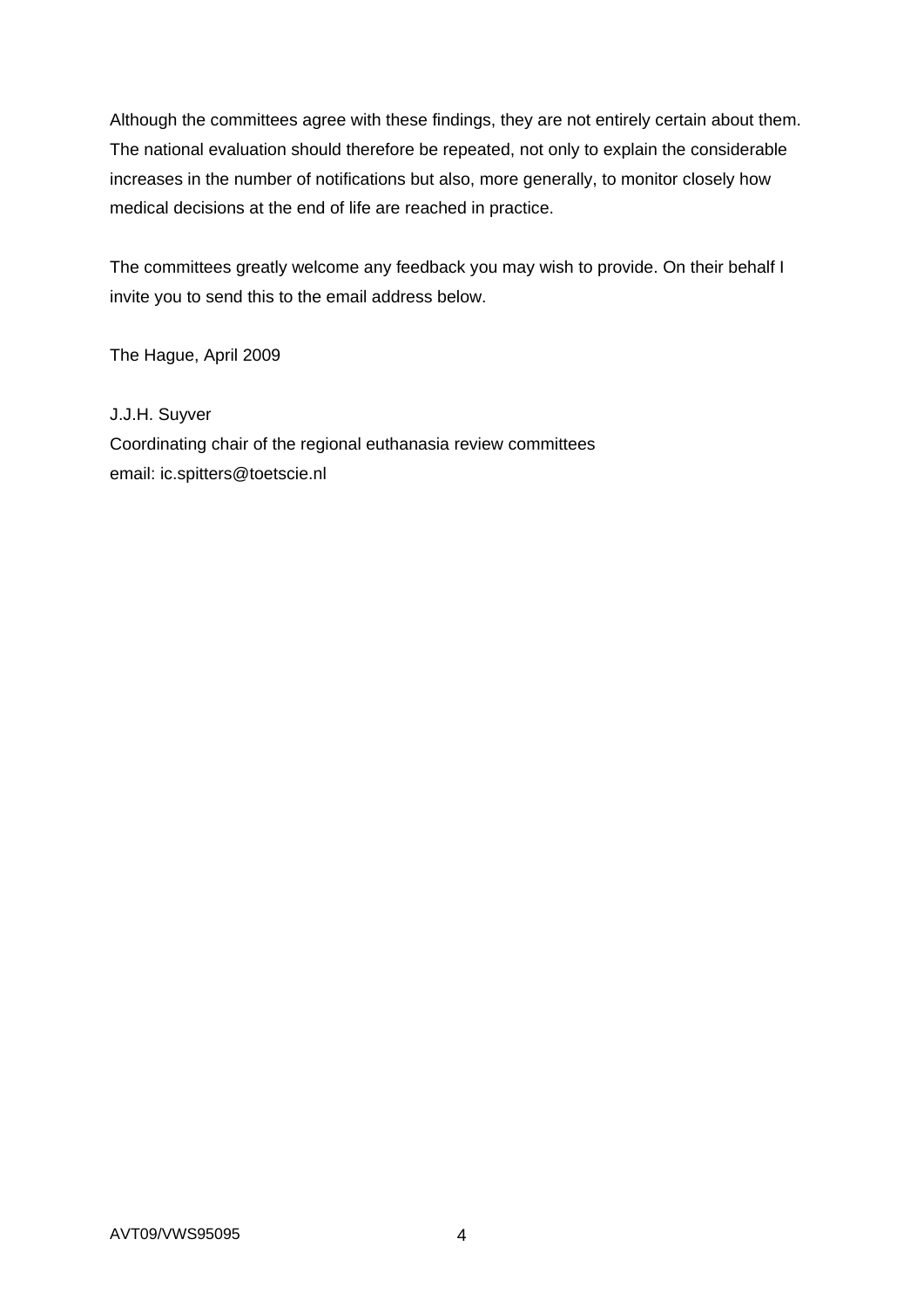Although the committees agree with these findings, they are not entirely certain about them. The national evaluation should therefore be repeated, not only to explain the considerable increases in the number of notifications but also, more generally, to monitor closely how medical decisions at the end of life are reached in practice.

The committees greatly welcome any feedback you may wish to provide. On their behalf I invite you to send this to the email address below.

The Hague, April 2009

J.J.H. Suyver
Coordinating chair of the regional euthanasia review committees
email: ic.spitters@toetscie.nl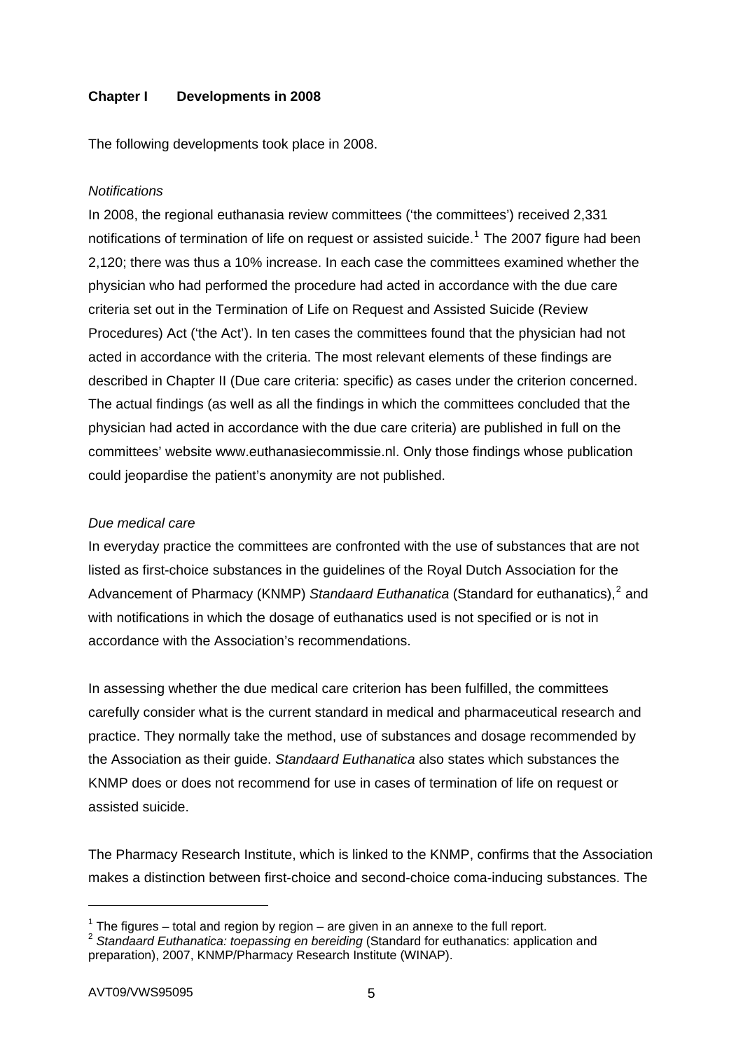## Chapter I Developments in 2008

The following developments took place in 2008.

*Notifications*

In 2008, the regional euthanasia review committees ('the committees') received 2,331 notifications of termination of life on request or assisted suicide.[1] The 2007 figure had been 2,120; there was thus a 10% increase. In each case the committees examined whether the physician who had performed the procedure had acted in accordance with the due care criteria set out in the Termination of Life on Request and Assisted Suicide (Review Procedures) Act ('the Act'). In ten cases the committees found that the physician had not acted in accordance with the criteria. The most relevant elements of these findings are described in Chapter II (Due care criteria: specific) as cases under the criterion concerned. The actual findings (as well as all the findings in which the committees concluded that the physician had acted in accordance with the due care criteria) are published in full on the committees' website www.euthanasiecommissie.nl. Only those findings whose publication could jeopardise the patient's anonymity are not published.

*Due medical care*

In everyday practice the committees are confronted with the use of substances that are not listed as first-choice substances in the guidelines of the Royal Dutch Association for the Advancement of Pharmacy (KNMP) *Standaard Euthanatica* (Standard for euthanatics),[2] and with notifications in which the dosage of euthanatics used is not specified or is not in accordance with the Association's recommendations.

In assessing whether the due medical care criterion has been fulfilled, the committees carefully consider what is the current standard in medical and pharmaceutical research and practice. They normally take the method, use of substances and dosage recommended by the Association as their guide. *Standaard Euthanatica* also states which substances the KNMP does or does not recommend for use in cases of termination of life on request or assisted suicide.

The Pharmacy Research Institute, which is linked to the KNMP, confirms that the Association makes a distinction between first-choice and second-choice coma-inducing substances. The

---

[1] The figures – total and region by region – are given in an annexe to the full report.

[2] *Standaard Euthanatica: toepassing en bereiding* (Standard for euthanatics: application and preparation), 2007, KNMP/Pharmacy Research Institute (WINAP).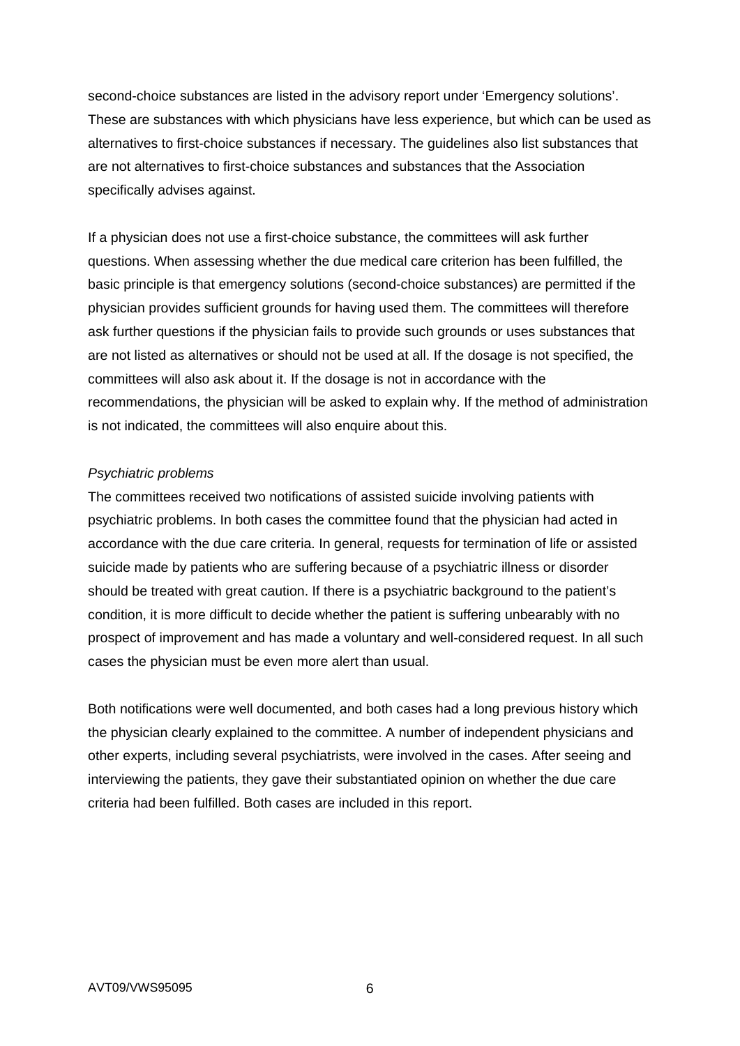second-choice substances are listed in the advisory report under ‘Emergency solutions’. These are substances with which physicians have less experience, but which can be used as alternatives to first-choice substances if necessary. The guidelines also list substances that are not alternatives to first-choice substances and substances that the Association specifically advises against.

If a physician does not use a first-choice substance, the committees will ask further questions. When assessing whether the due medical care criterion has been fulfilled, the basic principle is that emergency solutions (second-choice substances) are permitted if the physician provides sufficient grounds for having used them. The committees will therefore ask further questions if the physician fails to provide such grounds or uses substances that are not listed as alternatives or should not be used at all. If the dosage is not specified, the committees will also ask about it. If the dosage is not in accordance with the recommendations, the physician will be asked to explain why. If the method of administration is not indicated, the committees will also enquire about this.

*Psychiatric problems*

The committees received two notifications of assisted suicide involving patients with psychiatric problems. In both cases the committee found that the physician had acted in accordance with the due care criteria. In general, requests for termination of life or assisted suicide made by patients who are suffering because of a psychiatric illness or disorder should be treated with great caution. If there is a psychiatric background to the patient’s condition, it is more difficult to decide whether the patient is suffering unbearably with no prospect of improvement and has made a voluntary and well-considered request. In all such cases the physician must be even more alert than usual.

Both notifications were well documented, and both cases had a long previous history which the physician clearly explained to the committee. A number of independent physicians and other experts, including several psychiatrists, were involved in the cases. After seeing and interviewing the patients, they gave their substantiated opinion on whether the due care criteria had been fulfilled. Both cases are included in this report.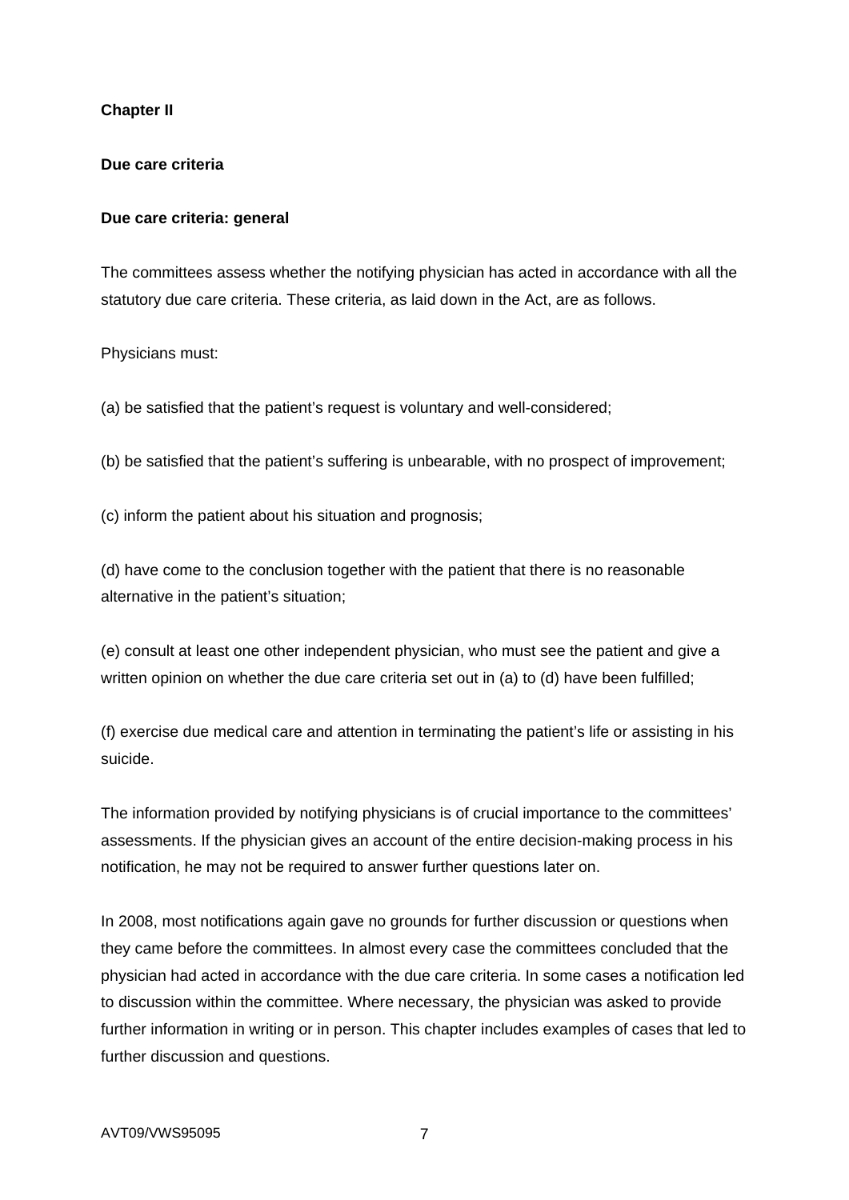## Chapter II

## Due care criteria

### Due care criteria: general

The committees assess whether the notifying physician has acted in accordance with all the statutory due care criteria. These criteria, as laid down in the Act, are as follows.

Physicians must:

(a) be satisfied that the patient's request is voluntary and well-considered;

(b) be satisfied that the patient's suffering is unbearable, with no prospect of improvement;

(c) inform the patient about his situation and prognosis;

(d) have come to the conclusion together with the patient that there is no reasonable alternative in the patient's situation;

(e) consult at least one other independent physician, who must see the patient and give a written opinion on whether the due care criteria set out in (a) to (d) have been fulfilled;

(f) exercise due medical care and attention in terminating the patient's life or assisting in his suicide.

The information provided by notifying physicians is of crucial importance to the committees' assessments. If the physician gives an account of the entire decision-making process in his notification, he may not be required to answer further questions later on.

In 2008, most notifications again gave no grounds for further discussion or questions when they came before the committees. In almost every case the committees concluded that the physician had acted in accordance with the due care criteria. In some cases a notification led to discussion within the committee. Where necessary, the physician was asked to provide further information in writing or in person. This chapter includes examples of cases that led to further discussion and questions.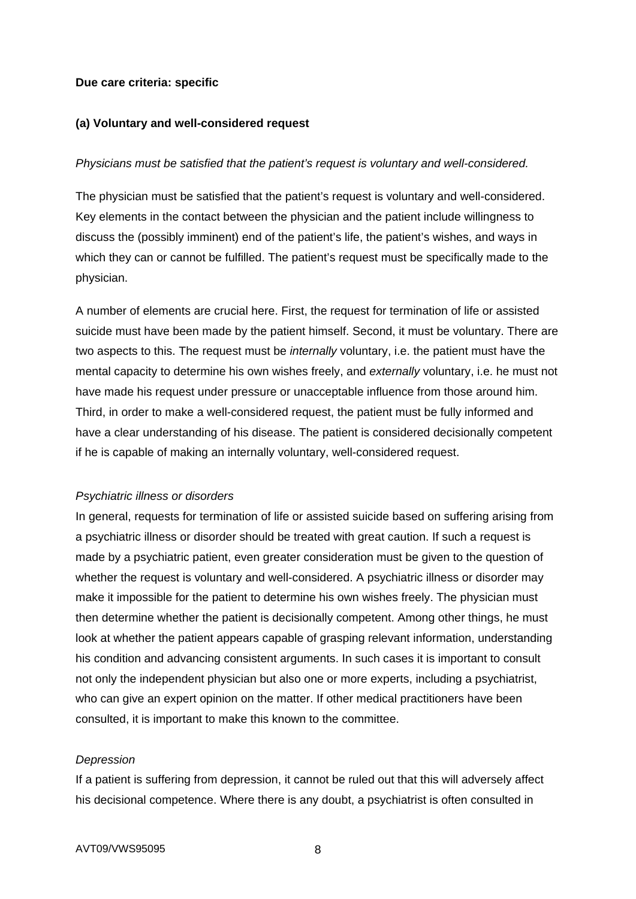**Due care criteria: specific**

**(a) Voluntary and well-considered request**

*Physicians must be satisfied that the patient's request is voluntary and well-considered.*

The physician must be satisfied that the patient's request is voluntary and well-considered. Key elements in the contact between the physician and the patient include willingness to discuss the (possibly imminent) end of the patient's life, the patient's wishes, and ways in which they can or cannot be fulfilled. The patient's request must be specifically made to the physician.

A number of elements are crucial here. First, the request for termination of life or assisted suicide must have been made by the patient himself. Second, it must be voluntary. There are two aspects to this. The request must be *internally* voluntary, i.e. the patient must have the mental capacity to determine his own wishes freely, and *externally* voluntary, i.e. he must not have made his request under pressure or unacceptable influence from those around him. Third, in order to make a well-considered request, the patient must be fully informed and have a clear understanding of his disease. The patient is considered decisionally competent if he is capable of making an internally voluntary, well-considered request.

*Psychiatric illness or disorders*

In general, requests for termination of life or assisted suicide based on suffering arising from a psychiatric illness or disorder should be treated with great caution. If such a request is made by a psychiatric patient, even greater consideration must be given to the question of whether the request is voluntary and well-considered. A psychiatric illness or disorder may make it impossible for the patient to determine his own wishes freely. The physician must then determine whether the patient is decisionally competent. Among other things, he must look at whether the patient appears capable of grasping relevant information, understanding his condition and advancing consistent arguments. In such cases it is important to consult not only the independent physician but also one or more experts, including a psychiatrist, who can give an expert opinion on the matter. If other medical practitioners have been consulted, it is important to make this known to the committee.

*Depression*

If a patient is suffering from depression, it cannot be ruled out that this will adversely affect his decisional competence. Where there is any doubt, a psychiatrist is often consulted in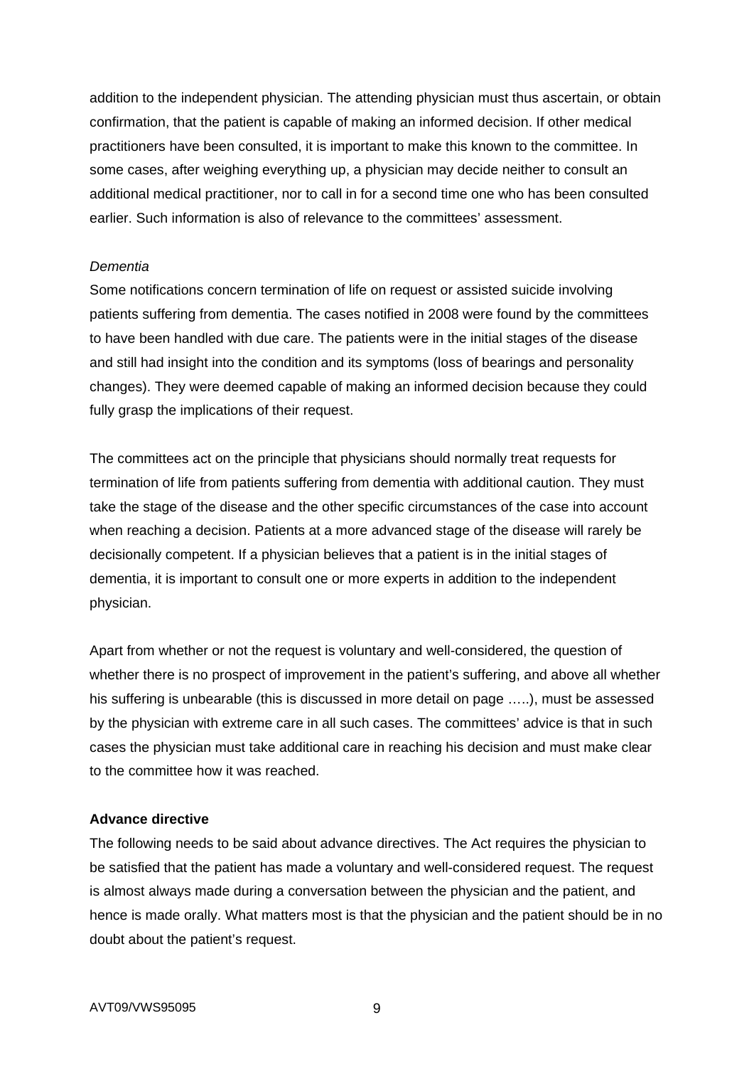addition to the independent physician. The attending physician must thus ascertain, or obtain confirmation, that the patient is capable of making an informed decision. If other medical practitioners have been consulted, it is important to make this known to the committee. In some cases, after weighing everything up, a physician may decide neither to consult an additional medical practitioner, nor to call in for a second time one who has been consulted earlier. Such information is also of relevance to the committees' assessment.

*Dementia*

Some notifications concern termination of life on request or assisted suicide involving patients suffering from dementia. The cases notified in 2008 were found by the committees to have been handled with due care. The patients were in the initial stages of the disease and still had insight into the condition and its symptoms (loss of bearings and personality changes). They were deemed capable of making an informed decision because they could fully grasp the implications of their request.

The committees act on the principle that physicians should normally treat requests for termination of life from patients suffering from dementia with additional caution. They must take the stage of the disease and the other specific circumstances of the case into account when reaching a decision. Patients at a more advanced stage of the disease will rarely be decisionally competent. If a physician believes that a patient is in the initial stages of dementia, it is important to consult one or more experts in addition to the independent physician.

Apart from whether or not the request is voluntary and well-considered, the question of whether there is no prospect of improvement in the patient's suffering, and above all whether his suffering is unbearable (this is discussed in more detail on page …..), must be assessed by the physician with extreme care in all such cases. The committees' advice is that in such cases the physician must take additional care in reaching his decision and must make clear to the committee how it was reached.

**Advance directive**

The following needs to be said about advance directives. The Act requires the physician to be satisfied that the patient has made a voluntary and well-considered request. The request is almost always made during a conversation between the physician and the patient, and hence is made orally. What matters most is that the physician and the patient should be in no doubt about the patient's request.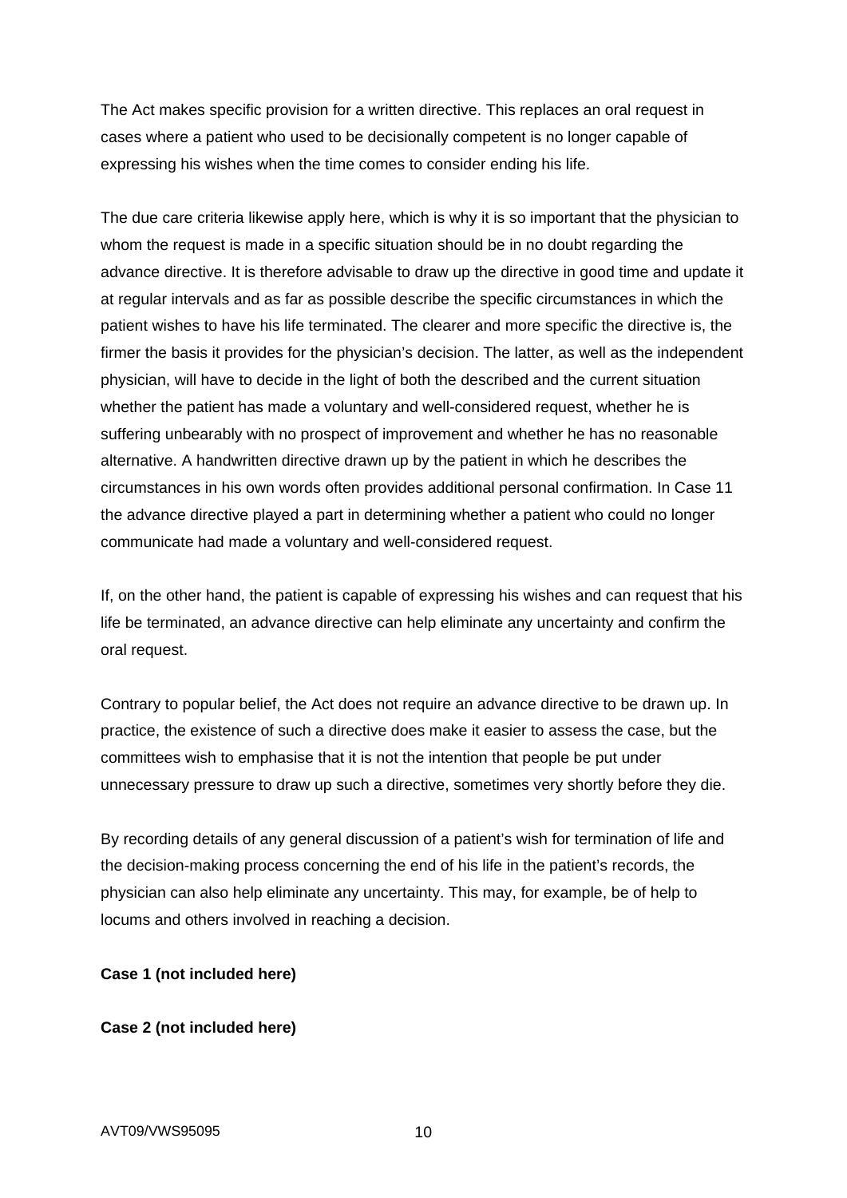The Act makes specific provision for a written directive. This replaces an oral request in cases where a patient who used to be decisionally competent is no longer capable of expressing his wishes when the time comes to consider ending his life.

The due care criteria likewise apply here, which is why it is so important that the physician to whom the request is made in a specific situation should be in no doubt regarding the advance directive. It is therefore advisable to draw up the directive in good time and update it at regular intervals and as far as possible describe the specific circumstances in which the patient wishes to have his life terminated. The clearer and more specific the directive is, the firmer the basis it provides for the physician's decision. The latter, as well as the independent physician, will have to decide in the light of both the described and the current situation whether the patient has made a voluntary and well-considered request, whether he is suffering unbearably with no prospect of improvement and whether he has no reasonable alternative. A handwritten directive drawn up by the patient in which he describes the circumstances in his own words often provides additional personal confirmation. In Case 11 the advance directive played a part in determining whether a patient who could no longer communicate had made a voluntary and well-considered request.

If, on the other hand, the patient is capable of expressing his wishes and can request that his life be terminated, an advance directive can help eliminate any uncertainty and confirm the oral request.

Contrary to popular belief, the Act does not require an advance directive to be drawn up. In practice, the existence of such a directive does make it easier to assess the case, but the committees wish to emphasise that it is not the intention that people be put under unnecessary pressure to draw up such a directive, sometimes very shortly before they die.

By recording details of any general discussion of a patient's wish for termination of life and the decision-making process concerning the end of his life in the patient's records, the physician can also help eliminate any uncertainty. This may, for example, be of help to locums and others involved in reaching a decision.

**Case 1 (not included here)**

**Case 2 (not included here)**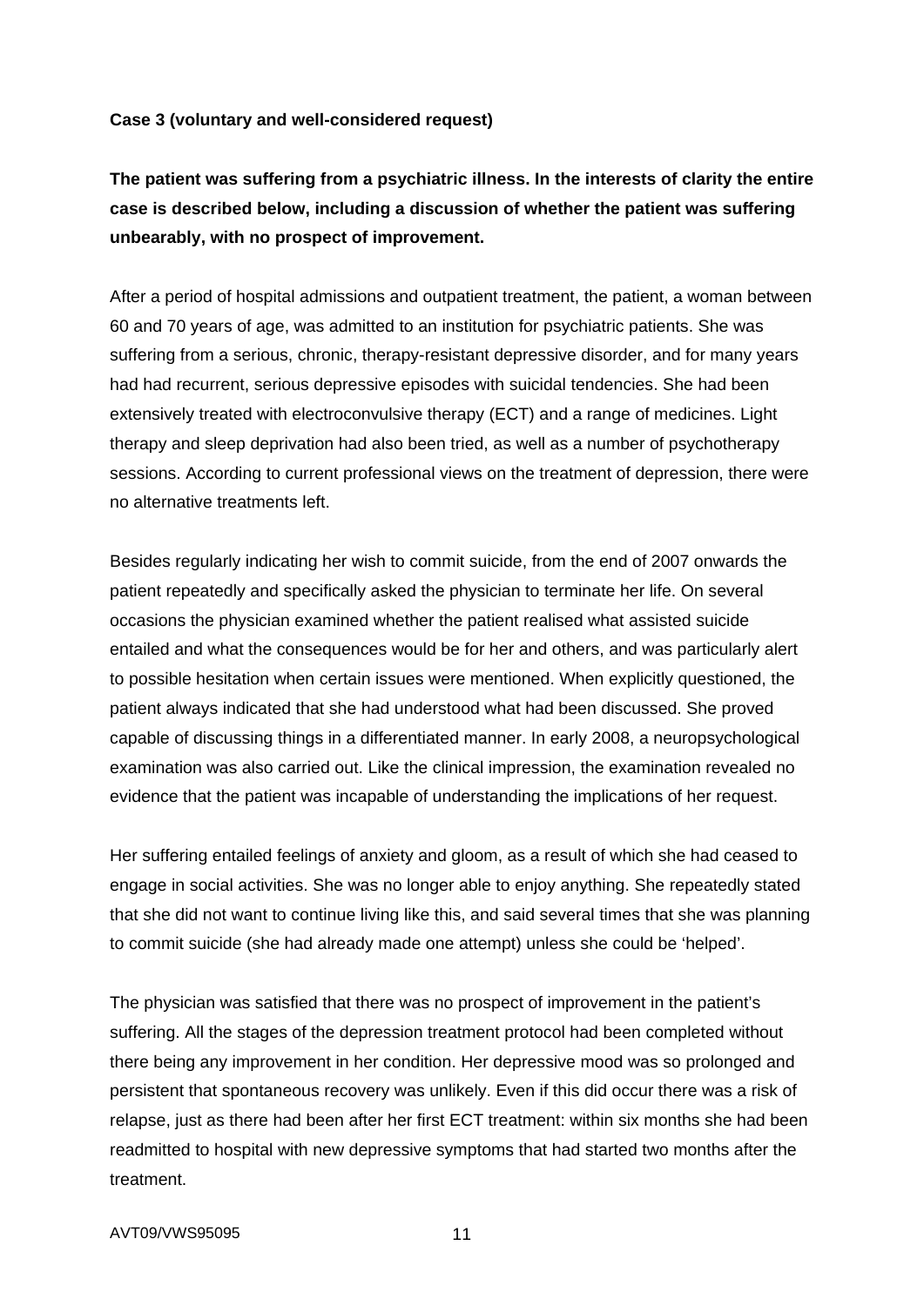**Case 3 (voluntary and well-considered request)**

**The patient was suffering from a psychiatric illness. In the interests of clarity the entire case is described below, including a discussion of whether the patient was suffering unbearably, with no prospect of improvement.**

After a period of hospital admissions and outpatient treatment, the patient, a woman between 60 and 70 years of age, was admitted to an institution for psychiatric patients. She was suffering from a serious, chronic, therapy-resistant depressive disorder, and for many years had had recurrent, serious depressive episodes with suicidal tendencies. She had been extensively treated with electroconvulsive therapy (ECT) and a range of medicines. Light therapy and sleep deprivation had also been tried, as well as a number of psychotherapy sessions. According to current professional views on the treatment of depression, there were no alternative treatments left.

Besides regularly indicating her wish to commit suicide, from the end of 2007 onwards the patient repeatedly and specifically asked the physician to terminate her life. On several occasions the physician examined whether the patient realised what assisted suicide entailed and what the consequences would be for her and others, and was particularly alert to possible hesitation when certain issues were mentioned. When explicitly questioned, the patient always indicated that she had understood what had been discussed. She proved capable of discussing things in a differentiated manner. In early 2008, a neuropsychological examination was also carried out. Like the clinical impression, the examination revealed no evidence that the patient was incapable of understanding the implications of her request.

Her suffering entailed feelings of anxiety and gloom, as a result of which she had ceased to engage in social activities. She was no longer able to enjoy anything. She repeatedly stated that she did not want to continue living like this, and said several times that she was planning to commit suicide (she had already made one attempt) unless she could be 'helped'.

The physician was satisfied that there was no prospect of improvement in the patient's suffering. All the stages of the depression treatment protocol had been completed without there being any improvement in her condition. Her depressive mood was so prolonged and persistent that spontaneous recovery was unlikely. Even if this did occur there was a risk of relapse, just as there had been after her first ECT treatment: within six months she had been readmitted to hospital with new depressive symptoms that had started two months after the treatment.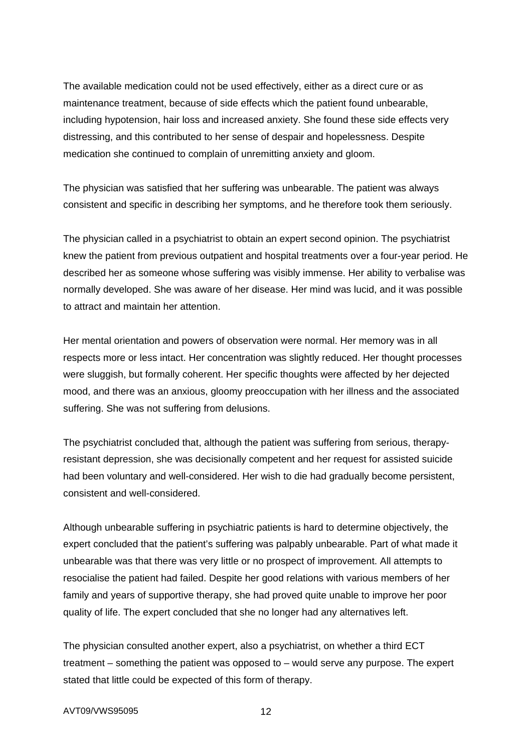The available medication could not be used effectively, either as a direct cure or as maintenance treatment, because of side effects which the patient found unbearable, including hypotension, hair loss and increased anxiety. She found these side effects very distressing, and this contributed to her sense of despair and hopelessness. Despite medication she continued to complain of unremitting anxiety and gloom.

The physician was satisfied that her suffering was unbearable. The patient was always consistent and specific in describing her symptoms, and he therefore took them seriously.

The physician called in a psychiatrist to obtain an expert second opinion. The psychiatrist knew the patient from previous outpatient and hospital treatments over a four-year period. He described her as someone whose suffering was visibly immense. Her ability to verbalise was normally developed. She was aware of her disease. Her mind was lucid, and it was possible to attract and maintain her attention.

Her mental orientation and powers of observation were normal. Her memory was in all respects more or less intact. Her concentration was slightly reduced. Her thought processes were sluggish, but formally coherent. Her specific thoughts were affected by her dejected mood, and there was an anxious, gloomy preoccupation with her illness and the associated suffering. She was not suffering from delusions.

The psychiatrist concluded that, although the patient was suffering from serious, therapy-resistant depression, she was decisionally competent and her request for assisted suicide had been voluntary and well-considered. Her wish to die had gradually become persistent, consistent and well-considered.

Although unbearable suffering in psychiatric patients is hard to determine objectively, the expert concluded that the patient's suffering was palpably unbearable. Part of what made it unbearable was that there was very little or no prospect of improvement. All attempts to resocialise the patient had failed. Despite her good relations with various members of her family and years of supportive therapy, she had proved quite unable to improve her poor quality of life. The expert concluded that she no longer had any alternatives left.

The physician consulted another expert, also a psychiatrist, on whether a third ECT treatment – something the patient was opposed to – would serve any purpose. The expert stated that little could be expected of this form of therapy.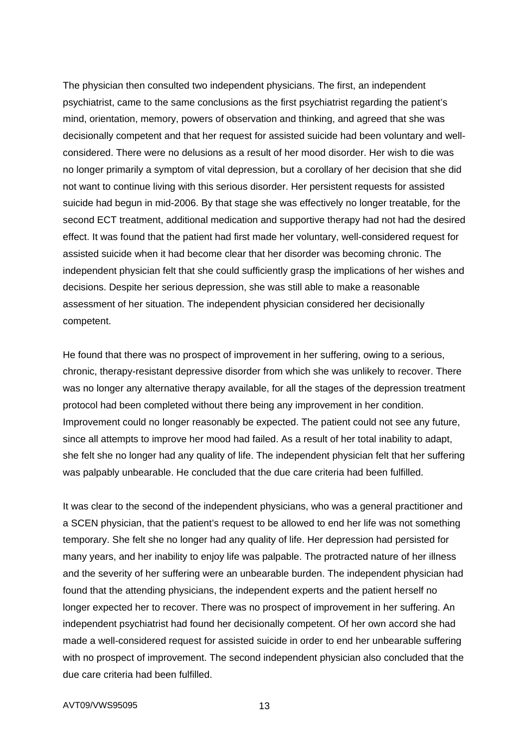The physician then consulted two independent physicians. The first, an independent psychiatrist, came to the same conclusions as the first psychiatrist regarding the patient's mind, orientation, memory, powers of observation and thinking, and agreed that she was decisionally competent and that her request for assisted suicide had been voluntary and well-considered. There were no delusions as a result of her mood disorder. Her wish to die was no longer primarily a symptom of vital depression, but a corollary of her decision that she did not want to continue living with this serious disorder. Her persistent requests for assisted suicide had begun in mid-2006. By that stage she was effectively no longer treatable, for the second ECT treatment, additional medication and supportive therapy had not had the desired effect. It was found that the patient had first made her voluntary, well-considered request for assisted suicide when it had become clear that her disorder was becoming chronic. The independent physician felt that she could sufficiently grasp the implications of her wishes and decisions. Despite her serious depression, she was still able to make a reasonable assessment of her situation. The independent physician considered her decisionally competent.

He found that there was no prospect of improvement in her suffering, owing to a serious, chronic, therapy-resistant depressive disorder from which she was unlikely to recover. There was no longer any alternative therapy available, for all the stages of the depression treatment protocol had been completed without there being any improvement in her condition. Improvement could no longer reasonably be expected. The patient could not see any future, since all attempts to improve her mood had failed. As a result of her total inability to adapt, she felt she no longer had any quality of life. The independent physician felt that her suffering was palpably unbearable. He concluded that the due care criteria had been fulfilled.

It was clear to the second of the independent physicians, who was a general practitioner and a SCEN physician, that the patient's request to be allowed to end her life was not something temporary. She felt she no longer had any quality of life. Her depression had persisted for many years, and her inability to enjoy life was palpable. The protracted nature of her illness and the severity of her suffering were an unbearable burden. The independent physician had found that the attending physicians, the independent experts and the patient herself no longer expected her to recover. There was no prospect of improvement in her suffering. An independent psychiatrist had found her decisionally competent. Of her own accord she had made a well-considered request for assisted suicide in order to end her unbearable suffering with no prospect of improvement. The second independent physician also concluded that the due care criteria had been fulfilled.

AVT09/VWS95095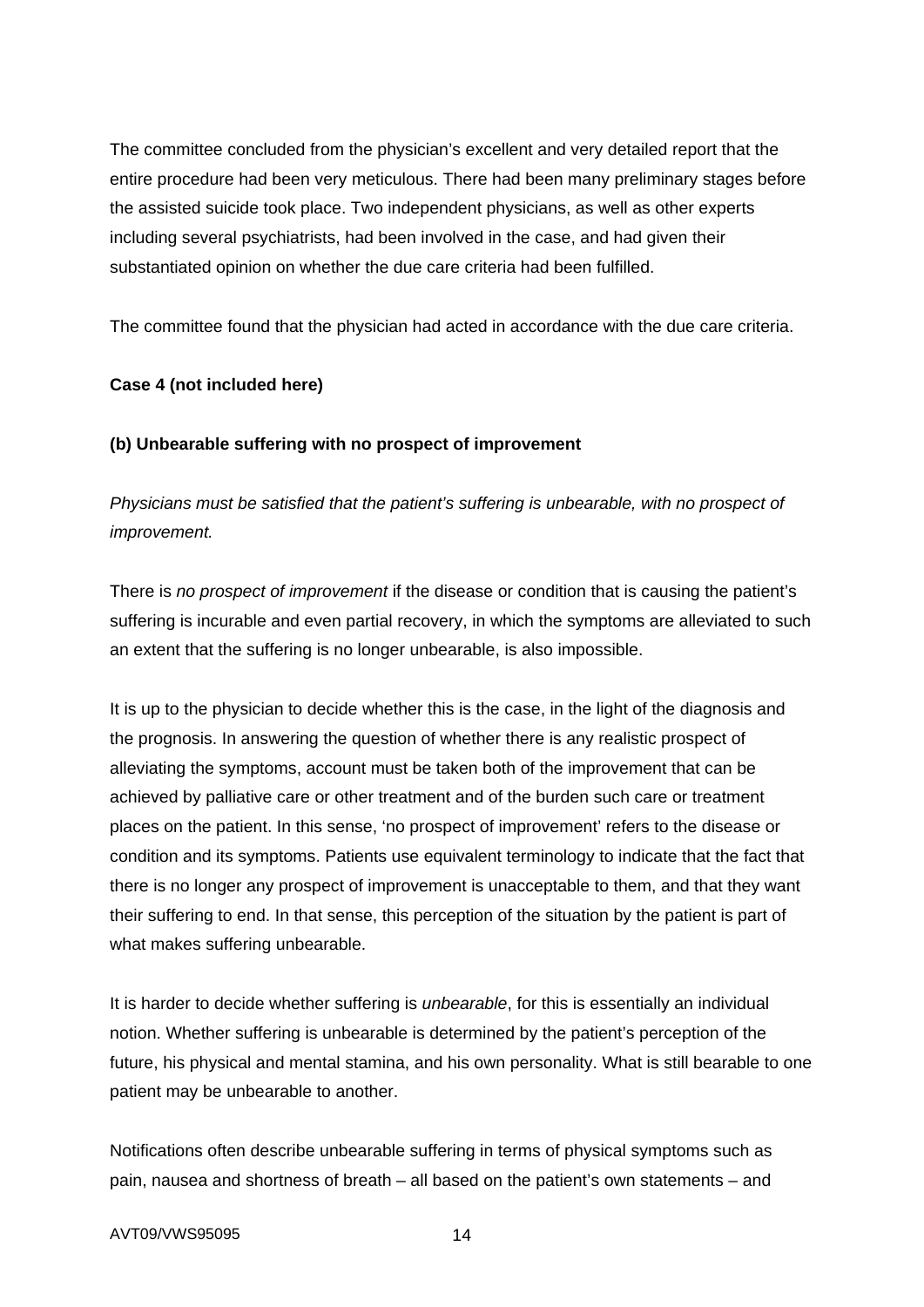The committee concluded from the physician's excellent and very detailed report that the entire procedure had been very meticulous. There had been many preliminary stages before the assisted suicide took place. Two independent physicians, as well as other experts including several psychiatrists, had been involved in the case, and had given their substantiated opinion on whether the due care criteria had been fulfilled.

The committee found that the physician had acted in accordance with the due care criteria.

**Case 4 (not included here)**

**(b) Unbearable suffering with no prospect of improvement**

*Physicians must be satisfied that the patient's suffering is unbearable, with no prospect of improvement.*

There is *no prospect of improvement* if the disease or condition that is causing the patient's suffering is incurable and even partial recovery, in which the symptoms are alleviated to such an extent that the suffering is no longer unbearable, is also impossible.

It is up to the physician to decide whether this is the case, in the light of the diagnosis and the prognosis. In answering the question of whether there is any realistic prospect of alleviating the symptoms, account must be taken both of the improvement that can be achieved by palliative care or other treatment and of the burden such care or treatment places on the patient. In this sense, 'no prospect of improvement' refers to the disease or condition and its symptoms. Patients use equivalent terminology to indicate that the fact that there is no longer any prospect of improvement is unacceptable to them, and that they want their suffering to end. In that sense, this perception of the situation by the patient is part of what makes suffering unbearable.

It is harder to decide whether suffering is *unbearable*, for this is essentially an individual notion. Whether suffering is unbearable is determined by the patient's perception of the future, his physical and mental stamina, and his own personality. What is still bearable to one patient may be unbearable to another.

Notifications often describe unbearable suffering in terms of physical symptoms such as pain, nausea and shortness of breath – all based on the patient's own statements – and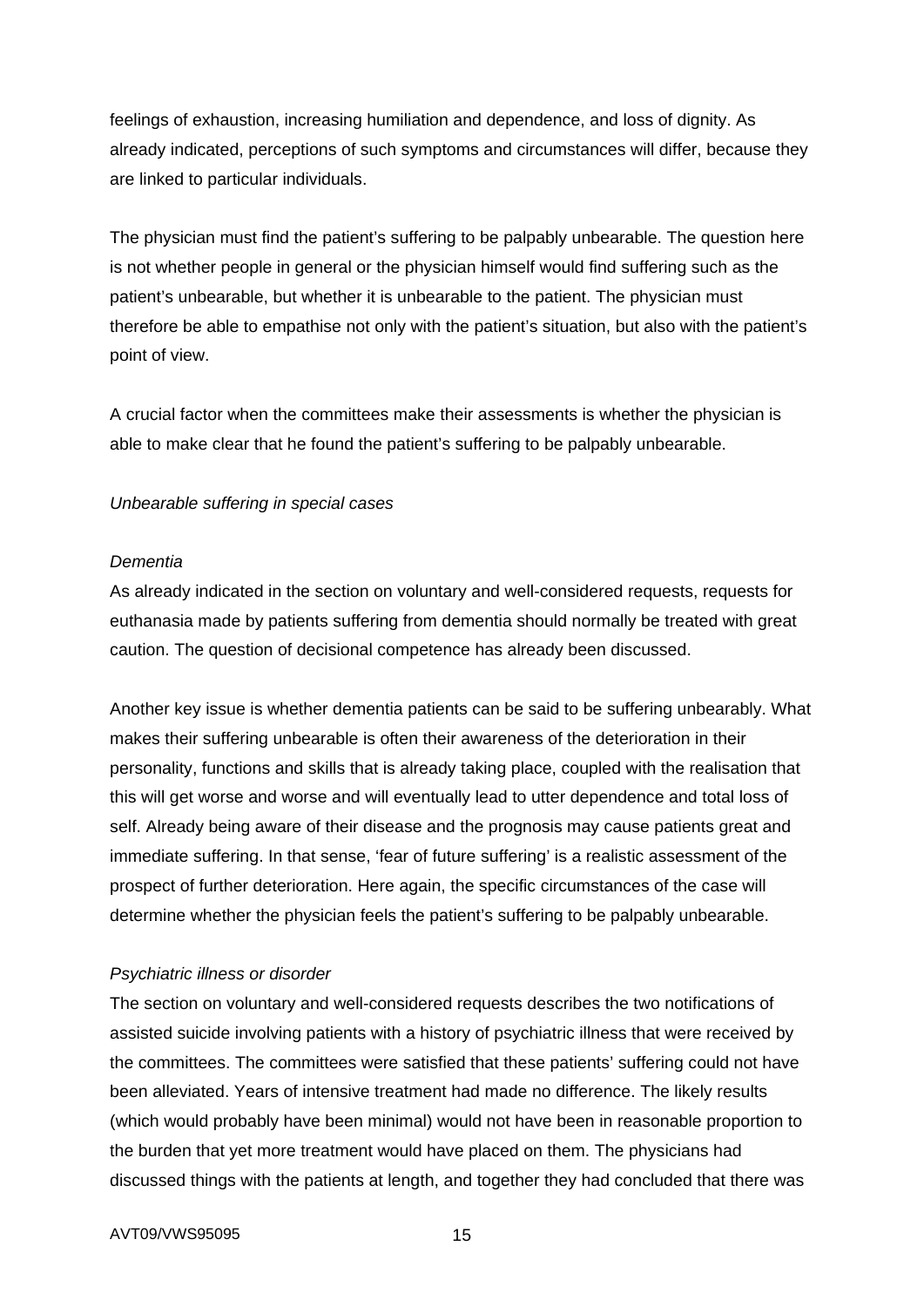feelings of exhaustion, increasing humiliation and dependence, and loss of dignity. As already indicated, perceptions of such symptoms and circumstances will differ, because they are linked to particular individuals.

The physician must find the patient's suffering to be palpably unbearable. The question here is not whether people in general or the physician himself would find suffering such as the patient's unbearable, but whether it is unbearable to the patient. The physician must therefore be able to empathise not only with the patient's situation, but also with the patient's point of view.

A crucial factor when the committees make their assessments is whether the physician is able to make clear that he found the patient's suffering to be palpably unbearable.

*Unbearable suffering in special cases*

*Dementia*

As already indicated in the section on voluntary and well-considered requests, requests for euthanasia made by patients suffering from dementia should normally be treated with great caution. The question of decisional competence has already been discussed.

Another key issue is whether dementia patients can be said to be suffering unbearably. What makes their suffering unbearable is often their awareness of the deterioration in their personality, functions and skills that is already taking place, coupled with the realisation that this will get worse and worse and will eventually lead to utter dependence and total loss of self. Already being aware of their disease and the prognosis may cause patients great and immediate suffering. In that sense, 'fear of future suffering' is a realistic assessment of the prospect of further deterioration. Here again, the specific circumstances of the case will determine whether the physician feels the patient's suffering to be palpably unbearable.

*Psychiatric illness or disorder*

The section on voluntary and well-considered requests describes the two notifications of assisted suicide involving patients with a history of psychiatric illness that were received by the committees. The committees were satisfied that these patients' suffering could not have been alleviated. Years of intensive treatment had made no difference. The likely results (which would probably have been minimal) would not have been in reasonable proportion to the burden that yet more treatment would have placed on them. The physicians had discussed things with the patients at length, and together they had concluded that there was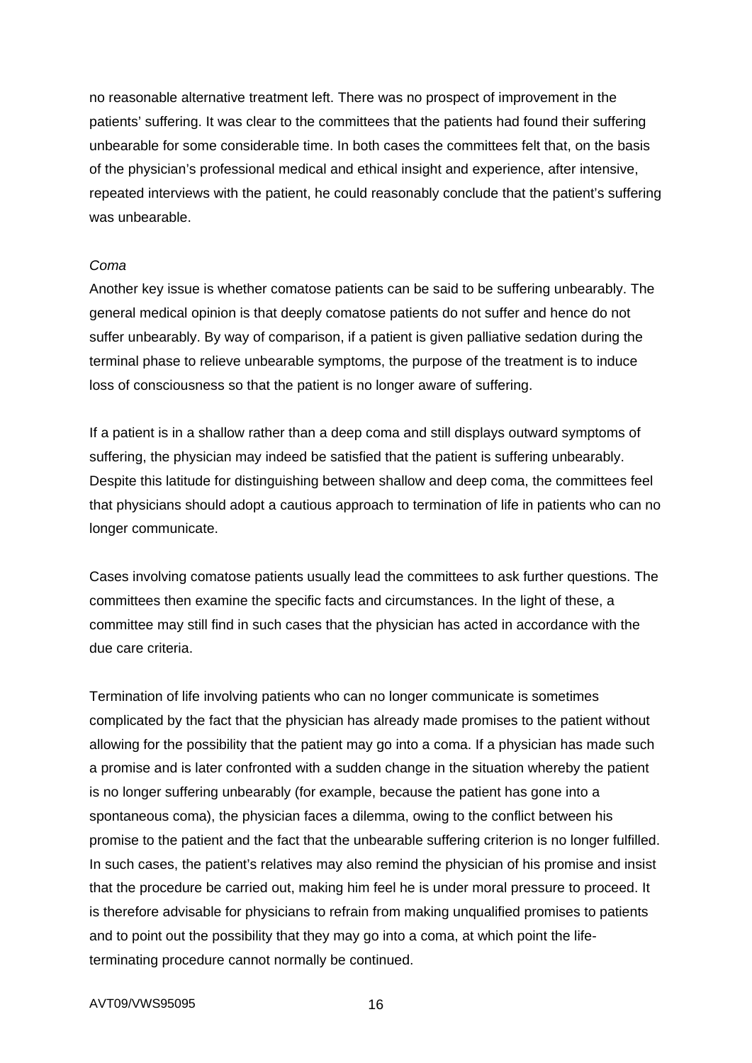no reasonable alternative treatment left. There was no prospect of improvement in the patients' suffering. It was clear to the committees that the patients had found their suffering unbearable for some considerable time. In both cases the committees felt that, on the basis of the physician's professional medical and ethical insight and experience, after intensive, repeated interviews with the patient, he could reasonably conclude that the patient's suffering was unbearable.

*Coma*

Another key issue is whether comatose patients can be said to be suffering unbearably. The general medical opinion is that deeply comatose patients do not suffer and hence do not suffer unbearably. By way of comparison, if a patient is given palliative sedation during the terminal phase to relieve unbearable symptoms, the purpose of the treatment is to induce loss of consciousness so that the patient is no longer aware of suffering.

If a patient is in a shallow rather than a deep coma and still displays outward symptoms of suffering, the physician may indeed be satisfied that the patient is suffering unbearably. Despite this latitude for distinguishing between shallow and deep coma, the committees feel that physicians should adopt a cautious approach to termination of life in patients who can no longer communicate.

Cases involving comatose patients usually lead the committees to ask further questions. The committees then examine the specific facts and circumstances. In the light of these, a committee may still find in such cases that the physician has acted in accordance with the due care criteria.

Termination of life involving patients who can no longer communicate is sometimes complicated by the fact that the physician has already made promises to the patient without allowing for the possibility that the patient may go into a coma. If a physician has made such a promise and is later confronted with a sudden change in the situation whereby the patient is no longer suffering unbearably (for example, because the patient has gone into a spontaneous coma), the physician faces a dilemma, owing to the conflict between his promise to the patient and the fact that the unbearable suffering criterion is no longer fulfilled. In such cases, the patient's relatives may also remind the physician of his promise and insist that the procedure be carried out, making him feel he is under moral pressure to proceed. It is therefore advisable for physicians to refrain from making unqualified promises to patients and to point out the possibility that they may go into a coma, at which point the life-terminating procedure cannot normally be continued.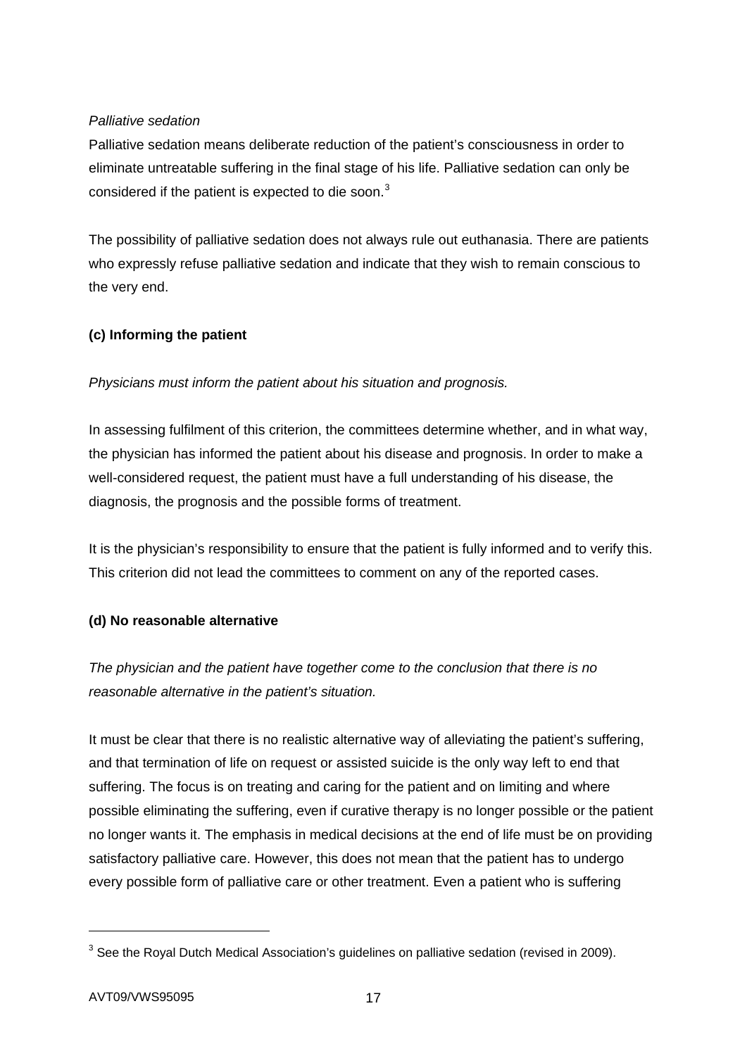*Palliative sedation*

Palliative sedation means deliberate reduction of the patient's consciousness in order to eliminate untreatable suffering in the final stage of his life. Palliative sedation can only be considered if the patient is expected to die soon.[3]

The possibility of palliative sedation does not always rule out euthanasia. There are patients who expressly refuse palliative sedation and indicate that they wish to remain conscious to the very end.

**(c) Informing the patient**

*Physicians must inform the patient about his situation and prognosis.*

In assessing fulfilment of this criterion, the committees determine whether, and in what way, the physician has informed the patient about his disease and prognosis. In order to make a well-considered request, the patient must have a full understanding of his disease, the diagnosis, the prognosis and the possible forms of treatment.

It is the physician's responsibility to ensure that the patient is fully informed and to verify this. This criterion did not lead the committees to comment on any of the reported cases.

**(d) No reasonable alternative**

*The physician and the patient have together come to the conclusion that there is no reasonable alternative in the patient's situation.*

It must be clear that there is no realistic alternative way of alleviating the patient's suffering, and that termination of life on request or assisted suicide is the only way left to end that suffering. The focus is on treating and caring for the patient and on limiting and where possible eliminating the suffering, even if curative therapy is no longer possible or the patient no longer wants it. The emphasis in medical decisions at the end of life must be on providing satisfactory palliative care. However, this does not mean that the patient has to undergo every possible form of palliative care or other treatment. Even a patient who is suffering

[3] See the Royal Dutch Medical Association's guidelines on palliative sedation (revised in 2009).

AVT09/VWS95095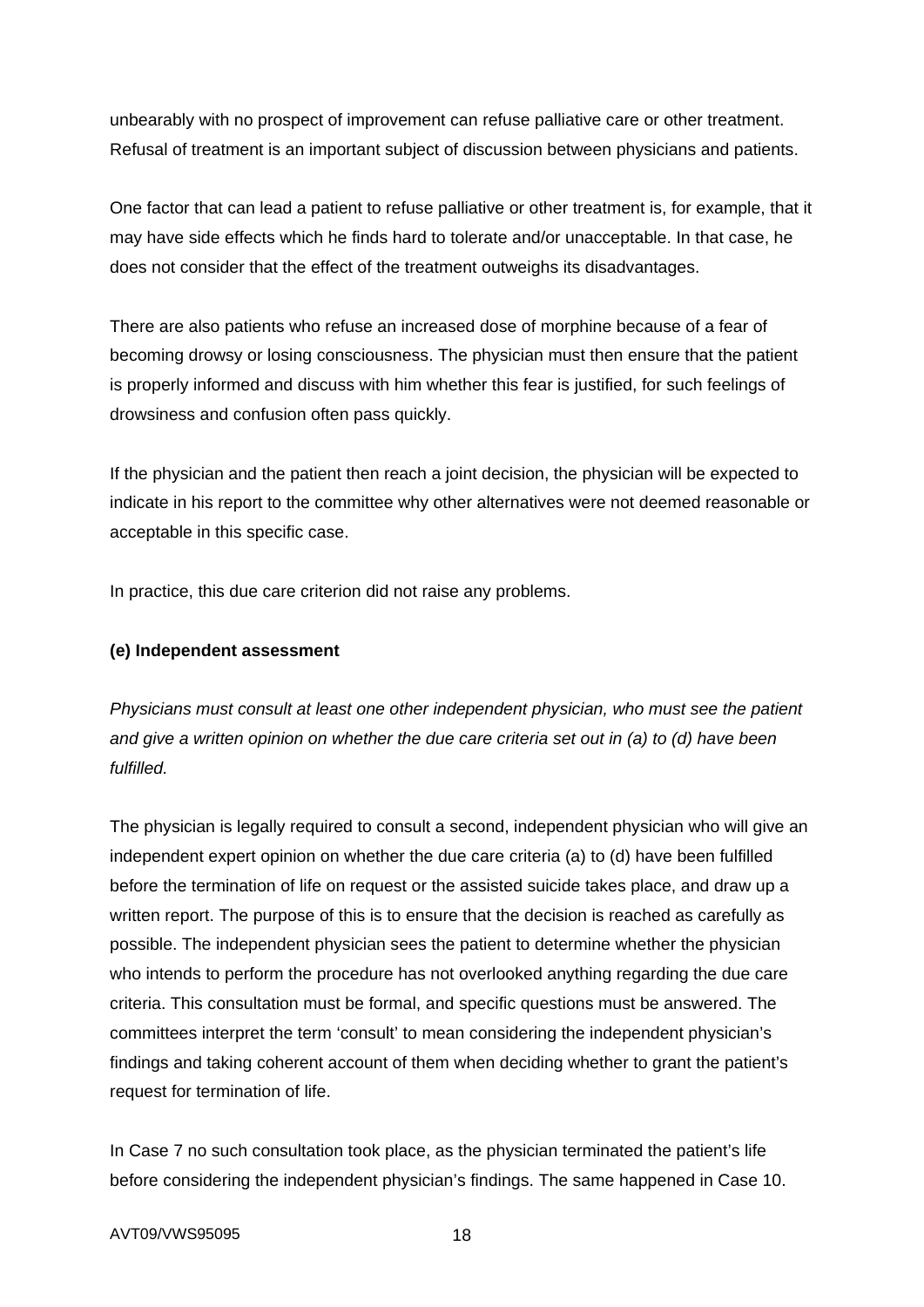unbearably with no prospect of improvement can refuse palliative care or other treatment. Refusal of treatment is an important subject of discussion between physicians and patients.

One factor that can lead a patient to refuse palliative or other treatment is, for example, that it may have side effects which he finds hard to tolerate and/or unacceptable. In that case, he does not consider that the effect of the treatment outweighs its disadvantages.

There are also patients who refuse an increased dose of morphine because of a fear of becoming drowsy or losing consciousness. The physician must then ensure that the patient is properly informed and discuss with him whether this fear is justified, for such feelings of drowsiness and confusion often pass quickly.

If the physician and the patient then reach a joint decision, the physician will be expected to indicate in his report to the committee why other alternatives were not deemed reasonable or acceptable in this specific case.

In practice, this due care criterion did not raise any problems.

**(e) Independent assessment**

*Physicians must consult at least one other independent physician, who must see the patient and give a written opinion on whether the due care criteria set out in (a) to (d) have been fulfilled.*

The physician is legally required to consult a second, independent physician who will give an independent expert opinion on whether the due care criteria (a) to (d) have been fulfilled before the termination of life on request or the assisted suicide takes place, and draw up a written report. The purpose of this is to ensure that the decision is reached as carefully as possible. The independent physician sees the patient to determine whether the physician who intends to perform the procedure has not overlooked anything regarding the due care criteria. This consultation must be formal, and specific questions must be answered. The committees interpret the term ‘consult’ to mean considering the independent physician’s findings and taking coherent account of them when deciding whether to grant the patient’s request for termination of life.

In Case 7 no such consultation took place, as the physician terminated the patient’s life before considering the independent physician’s findings. The same happened in Case 10.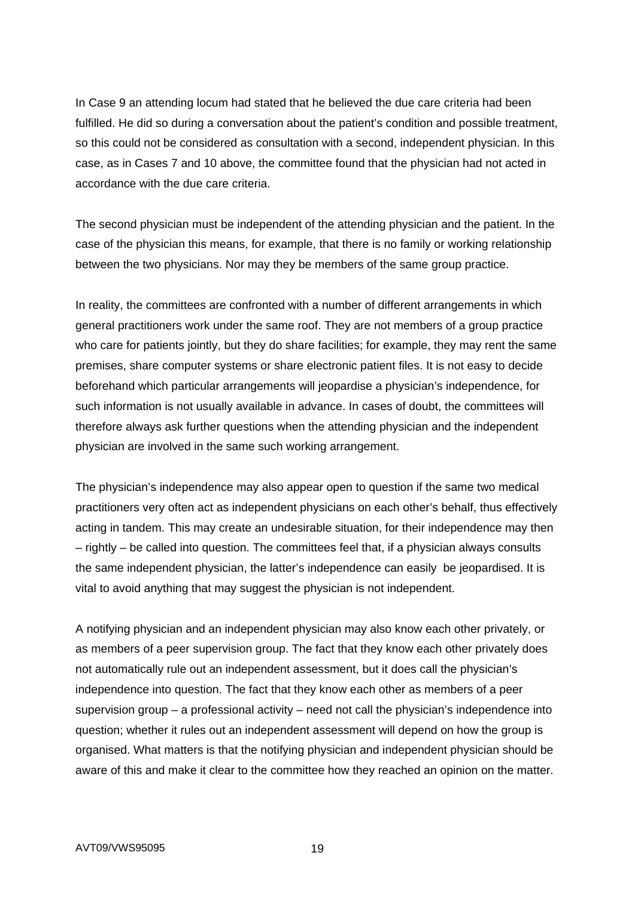In Case 9 an attending locum had stated that he believed the due care criteria had been fulfilled. He did so during a conversation about the patient's condition and possible treatment, so this could not be considered as consultation with a second, independent physician. In this case, as in Cases 7 and 10 above, the committee found that the physician had not acted in accordance with the due care criteria.

The second physician must be independent of the attending physician and the patient. In the case of the physician this means, for example, that there is no family or working relationship between the two physicians. Nor may they be members of the same group practice.

In reality, the committees are confronted with a number of different arrangements in which general practitioners work under the same roof. They are not members of a group practice who care for patients jointly, but they do share facilities; for example, they may rent the same premises, share computer systems or share electronic patient files. It is not easy to decide beforehand which particular arrangements will jeopardise a physician's independence, for such information is not usually available in advance. In cases of doubt, the committees will therefore always ask further questions when the attending physician and the independent physician are involved in the same such working arrangement.

The physician's independence may also appear open to question if the same two medical practitioners very often act as independent physicians on each other's behalf, thus effectively acting in tandem. This may create an undesirable situation, for their independence may then – rightly – be called into question. The committees feel that, if a physician always consults the same independent physician, the latter's independence can easily be jeopardised. It is vital to avoid anything that may suggest the physician is not independent.

A notifying physician and an independent physician may also know each other privately, or as members of a peer supervision group. The fact that they know each other privately does not automatically rule out an independent assessment, but it does call the physician's independence into question. The fact that they know each other as members of a peer supervision group – a professional activity – need not call the physician's independence into question; whether it rules out an independent assessment will depend on how the group is organised. What matters is that the notifying physician and independent physician should be aware of this and make it clear to the committee how they reached an opinion on the matter.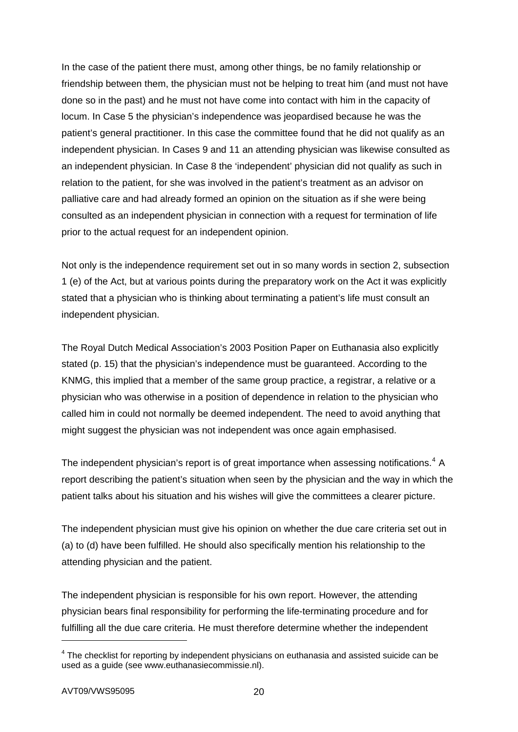In the case of the patient there must, among other things, be no family relationship or friendship between them, the physician must not be helping to treat him (and must not have done so in the past) and he must not have come into contact with him in the capacity of locum. In Case 5 the physician's independence was jeopardised because he was the patient's general practitioner. In this case the committee found that he did not qualify as an independent physician. In Cases 9 and 11 an attending physician was likewise consulted as an independent physician. In Case 8 the 'independent' physician did not qualify as such in relation to the patient, for she was involved in the patient's treatment as an advisor on palliative care and had already formed an opinion on the situation as if she were being consulted as an independent physician in connection with a request for termination of life prior to the actual request for an independent opinion.

Not only is the independence requirement set out in so many words in section 2, subsection 1 (e) of the Act, but at various points during the preparatory work on the Act it was explicitly stated that a physician who is thinking about terminating a patient's life must consult an independent physician.

The Royal Dutch Medical Association's 2003 Position Paper on Euthanasia also explicitly stated (p. 15) that the physician's independence must be guaranteed. According to the KNMG, this implied that a member of the same group practice, a registrar, a relative or a physician who was otherwise in a position of dependence in relation to the physician who called him in could not normally be deemed independent. The need to avoid anything that might suggest the physician was not independent was once again emphasised.

The independent physician's report is of great importance when assessing notifications.[4] A report describing the patient's situation when seen by the physician and the way in which the patient talks about his situation and his wishes will give the committees a clearer picture.

The independent physician must give his opinion on whether the due care criteria set out in (a) to (d) have been fulfilled. He should also specifically mention his relationship to the attending physician and the patient.

The independent physician is responsible for his own report. However, the attending physician bears final responsibility for performing the life-terminating procedure and for fulfilling all the due care criteria. He must therefore determine whether the independent

[4] The checklist for reporting by independent physicians on euthanasia and assisted suicide can be used as a guide (see www.euthanasiecommissie.nl).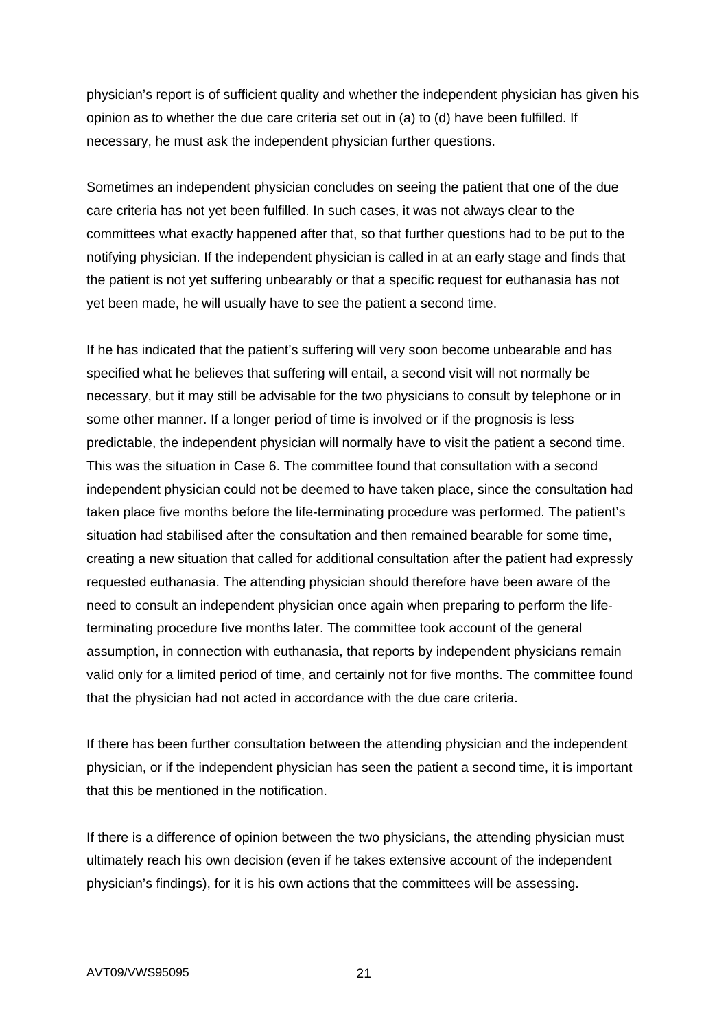physician's report is of sufficient quality and whether the independent physician has given his opinion as to whether the due care criteria set out in (a) to (d) have been fulfilled. If necessary, he must ask the independent physician further questions.

Sometimes an independent physician concludes on seeing the patient that one of the due care criteria has not yet been fulfilled. In such cases, it was not always clear to the committees what exactly happened after that, so that further questions had to be put to the notifying physician. If the independent physician is called in at an early stage and finds that the patient is not yet suffering unbearably or that a specific request for euthanasia has not yet been made, he will usually have to see the patient a second time.

If he has indicated that the patient's suffering will very soon become unbearable and has specified what he believes that suffering will entail, a second visit will not normally be necessary, but it may still be advisable for the two physicians to consult by telephone or in some other manner. If a longer period of time is involved or if the prognosis is less predictable, the independent physician will normally have to visit the patient a second time. This was the situation in Case 6. The committee found that consultation with a second independent physician could not be deemed to have taken place, since the consultation had taken place five months before the life-terminating procedure was performed. The patient's situation had stabilised after the consultation and then remained bearable for some time, creating a new situation that called for additional consultation after the patient had expressly requested euthanasia. The attending physician should therefore have been aware of the need to consult an independent physician once again when preparing to perform the life-terminating procedure five months later. The committee took account of the general assumption, in connection with euthanasia, that reports by independent physicians remain valid only for a limited period of time, and certainly not for five months. The committee found that the physician had not acted in accordance with the due care criteria.

If there has been further consultation between the attending physician and the independent physician, or if the independent physician has seen the patient a second time, it is important that this be mentioned in the notification.

If there is a difference of opinion between the two physicians, the attending physician must ultimately reach his own decision (even if he takes extensive account of the independent physician's findings), for it is his own actions that the committees will be assessing.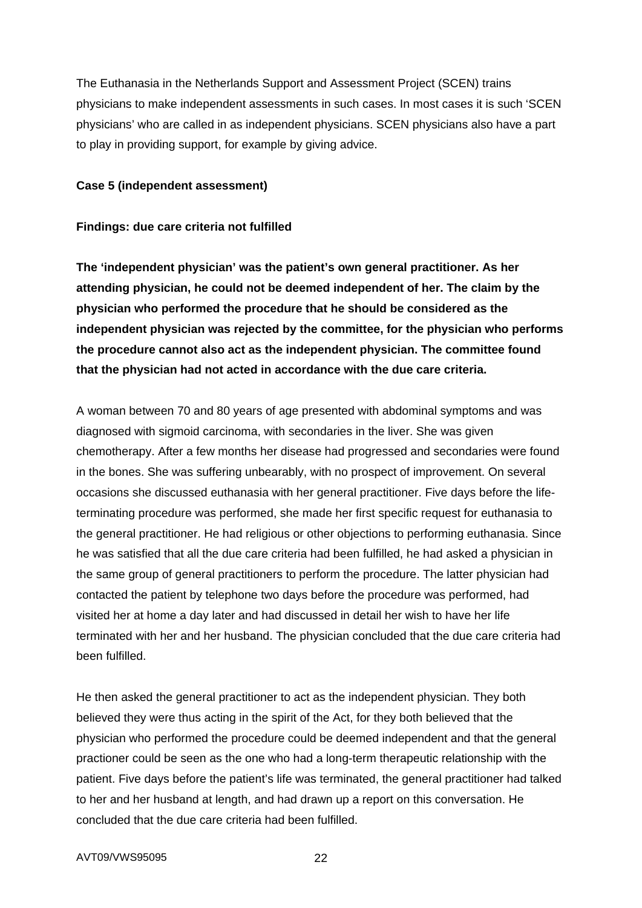The Euthanasia in the Netherlands Support and Assessment Project (SCEN) trains physicians to make independent assessments in such cases. In most cases it is such 'SCEN physicians' who are called in as independent physicians. SCEN physicians also have a part to play in providing support, for example by giving advice.

**Case 5 (independent assessment)**

**Findings: due care criteria not fulfilled**

**The 'independent physician' was the patient's own general practitioner. As her attending physician, he could not be deemed independent of her. The claim by the physician who performed the procedure that he should be considered as the independent physician was rejected by the committee, for the physician who performs the procedure cannot also act as the independent physician. The committee found that the physician had not acted in accordance with the due care criteria.**

A woman between 70 and 80 years of age presented with abdominal symptoms and was diagnosed with sigmoid carcinoma, with secondaries in the liver. She was given chemotherapy. After a few months her disease had progressed and secondaries were found in the bones. She was suffering unbearably, with no prospect of improvement. On several occasions she discussed euthanasia with her general practitioner. Five days before the life-terminating procedure was performed, she made her first specific request for euthanasia to the general practitioner. He had religious or other objections to performing euthanasia. Since he was satisfied that all the due care criteria had been fulfilled, he had asked a physician in the same group of general practitioners to perform the procedure. The latter physician had contacted the patient by telephone two days before the procedure was performed, had visited her at home a day later and had discussed in detail her wish to have her life terminated with her and her husband. The physician concluded that the due care criteria had been fulfilled.

He then asked the general practitioner to act as the independent physician. They both believed they were thus acting in the spirit of the Act, for they both believed that the physician who performed the procedure could be deemed independent and that the general practioner could be seen as the one who had a long-term therapeutic relationship with the patient. Five days before the patient's life was terminated, the general practitioner had talked to her and her husband at length, and had drawn up a report on this conversation. He concluded that the due care criteria had been fulfilled.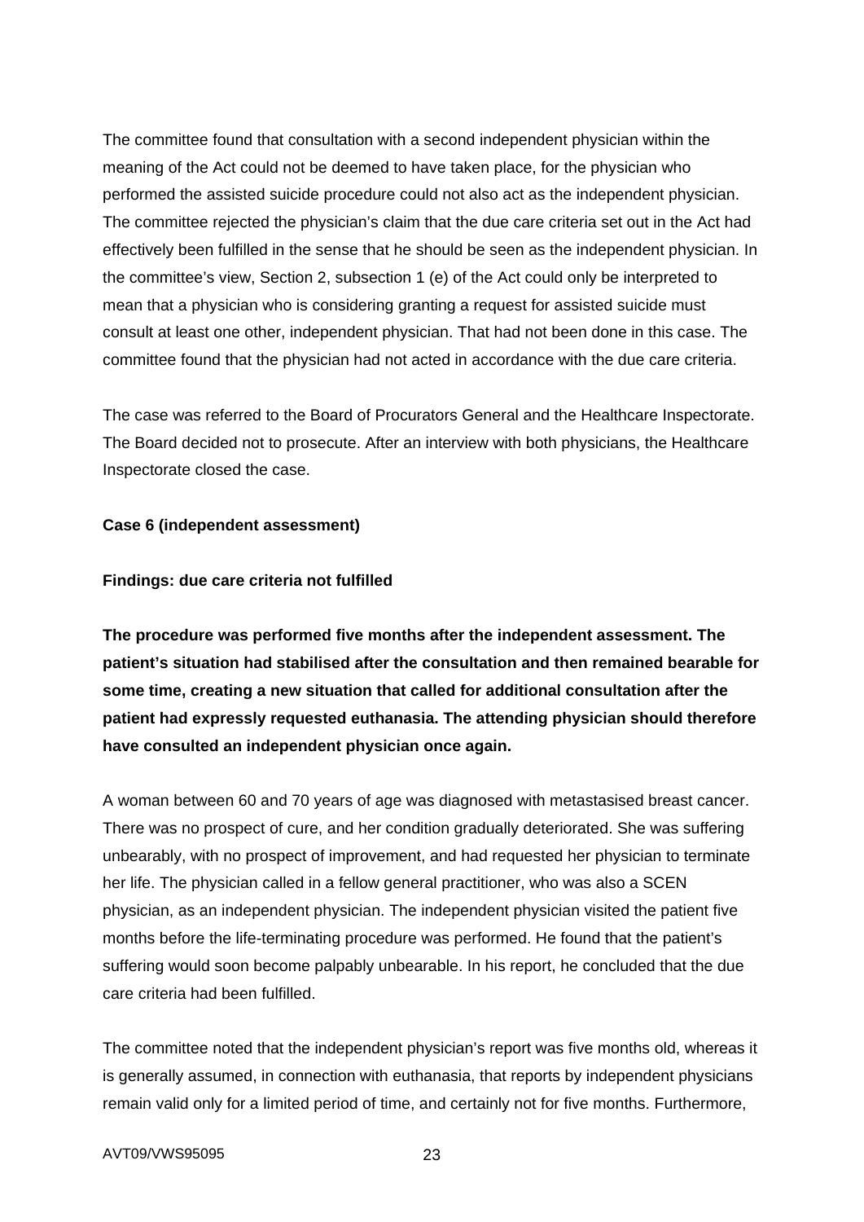The committee found that consultation with a second independent physician within the meaning of the Act could not be deemed to have taken place, for the physician who performed the assisted suicide procedure could not also act as the independent physician. The committee rejected the physician's claim that the due care criteria set out in the Act had effectively been fulfilled in the sense that he should be seen as the independent physician. In the committee's view, Section 2, subsection 1 (e) of the Act could only be interpreted to mean that a physician who is considering granting a request for assisted suicide must consult at least one other, independent physician. That had not been done in this case. The committee found that the physician had not acted in accordance with the due care criteria.

The case was referred to the Board of Procurators General and the Healthcare Inspectorate. The Board decided not to prosecute. After an interview with both physicians, the Healthcare Inspectorate closed the case.

**Case 6 (independent assessment)**

**Findings: due care criteria not fulfilled**

**The procedure was performed five months after the independent assessment. The patient's situation had stabilised after the consultation and then remained bearable for some time, creating a new situation that called for additional consultation after the patient had expressly requested euthanasia. The attending physician should therefore have consulted an independent physician once again.**

A woman between 60 and 70 years of age was diagnosed with metastasised breast cancer. There was no prospect of cure, and her condition gradually deteriorated. She was suffering unbearably, with no prospect of improvement, and had requested her physician to terminate her life. The physician called in a fellow general practitioner, who was also a SCEN physician, as an independent physician. The independent physician visited the patient five months before the life-terminating procedure was performed. He found that the patient's suffering would soon become palpably unbearable. In his report, he concluded that the due care criteria had been fulfilled.

The committee noted that the independent physician's report was five months old, whereas it is generally assumed, in connection with euthanasia, that reports by independent physicians remain valid only for a limited period of time, and certainly not for five months. Furthermore,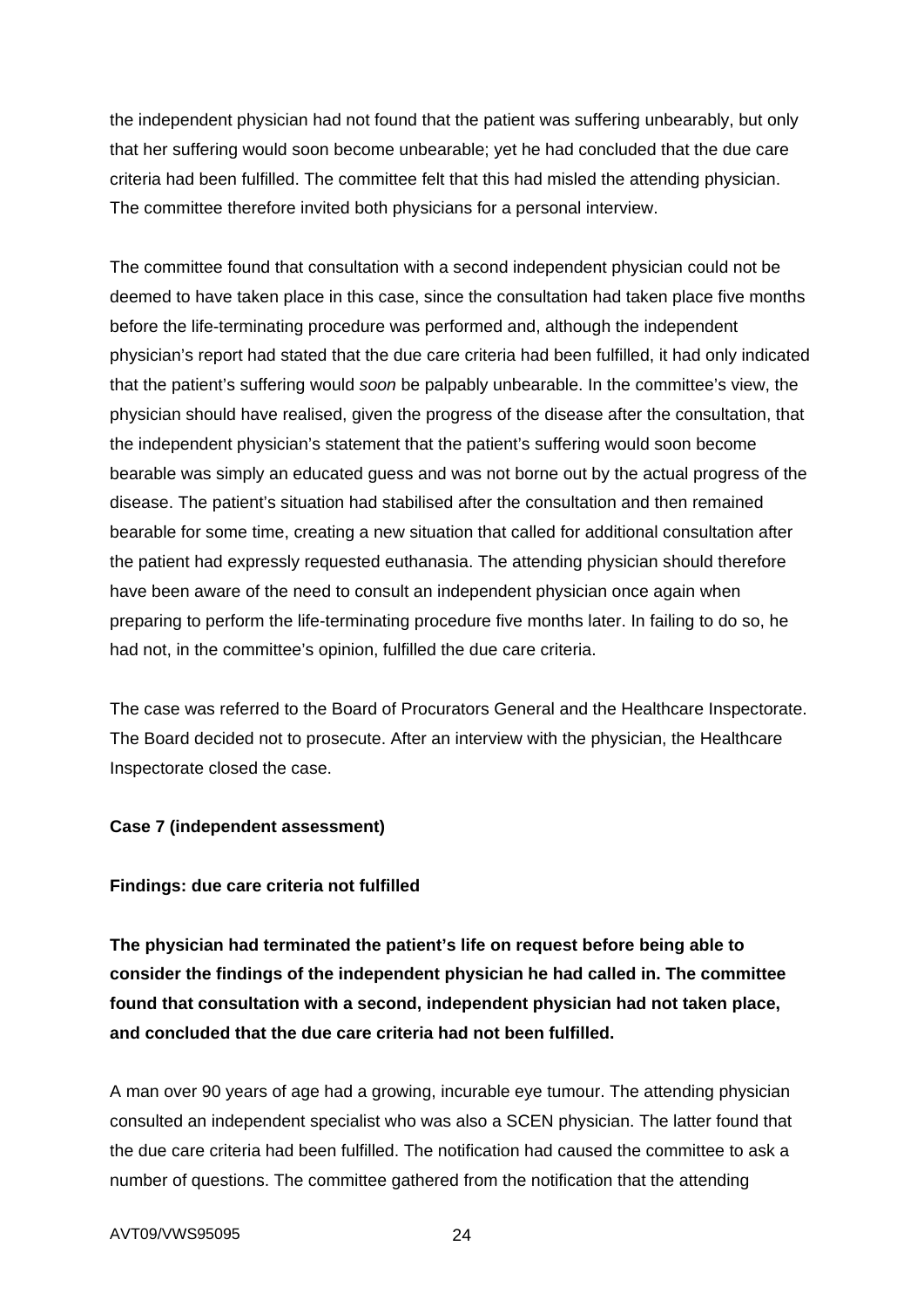the independent physician had not found that the patient was suffering unbearably, but only that her suffering would soon become unbearable; yet he had concluded that the due care criteria had been fulfilled. The committee felt that this had misled the attending physician. The committee therefore invited both physicians for a personal interview.

The committee found that consultation with a second independent physician could not be deemed to have taken place in this case, since the consultation had taken place five months before the life-terminating procedure was performed and, although the independent physician's report had stated that the due care criteria had been fulfilled, it had only indicated that the patient's suffering would *soon* be palpably unbearable. In the committee's view, the physician should have realised, given the progress of the disease after the consultation, that the independent physician's statement that the patient's suffering would soon become bearable was simply an educated guess and was not borne out by the actual progress of the disease. The patient's situation had stabilised after the consultation and then remained bearable for some time, creating a new situation that called for additional consultation after the patient had expressly requested euthanasia. The attending physician should therefore have been aware of the need to consult an independent physician once again when preparing to perform the life-terminating procedure five months later. In failing to do so, he had not, in the committee's opinion, fulfilled the due care criteria.

The case was referred to the Board of Procurators General and the Healthcare Inspectorate. The Board decided not to prosecute. After an interview with the physician, the Healthcare Inspectorate closed the case.

**Case 7 (independent assessment)**

**Findings: due care criteria not fulfilled**

**The physician had terminated the patient's life on request before being able to consider the findings of the independent physician he had called in. The committee found that consultation with a second, independent physician had not taken place, and concluded that the due care criteria had not been fulfilled.**

A man over 90 years of age had a growing, incurable eye tumour. The attending physician consulted an independent specialist who was also a SCEN physician. The latter found that the due care criteria had been fulfilled. The notification had caused the committee to ask a number of questions. The committee gathered from the notification that the attending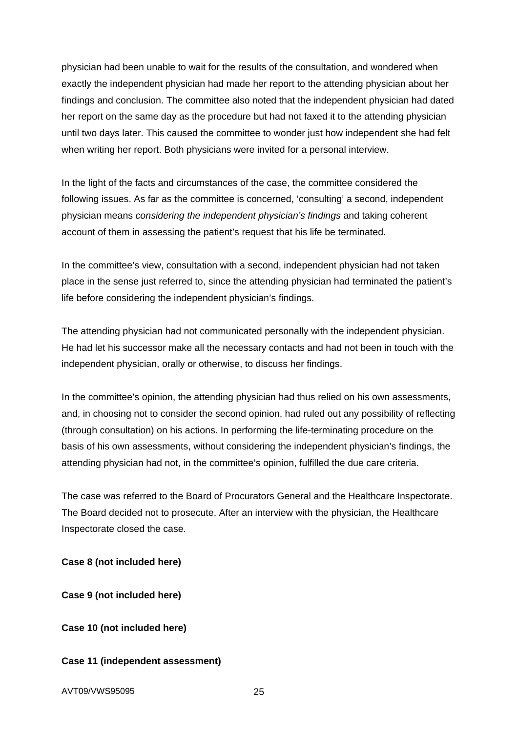physician had been unable to wait for the results of the consultation, and wondered when exactly the independent physician had made her report to the attending physician about her findings and conclusion. The committee also noted that the independent physician had dated her report on the same day as the procedure but had not faxed it to the attending physician until two days later. This caused the committee to wonder just how independent she had felt when writing her report. Both physicians were invited for a personal interview.

In the light of the facts and circumstances of the case, the committee considered the following issues. As far as the committee is concerned, 'consulting' a second, independent physician means *considering the independent physician's findings* and taking coherent account of them in assessing the patient's request that his life be terminated.

In the committee's view, consultation with a second, independent physician had not taken place in the sense just referred to, since the attending physician had terminated the patient's life before considering the independent physician's findings.

The attending physician had not communicated personally with the independent physician. He had let his successor make all the necessary contacts and had not been in touch with the independent physician, orally or otherwise, to discuss her findings.

In the committee's opinion, the attending physician had thus relied on his own assessments, and, in choosing not to consider the second opinion, had ruled out any possibility of reflecting (through consultation) on his actions. In performing the life-terminating procedure on the basis of his own assessments, without considering the independent physician's findings, the attending physician had not, in the committee's opinion, fulfilled the due care criteria.

The case was referred to the Board of Procurators General and the Healthcare Inspectorate. The Board decided not to prosecute. After an interview with the physician, the Healthcare Inspectorate closed the case.

**Case 8 (not included here)**

**Case 9 (not included here)**

**Case 10 (not included here)**

**Case 11 (independent assessment)**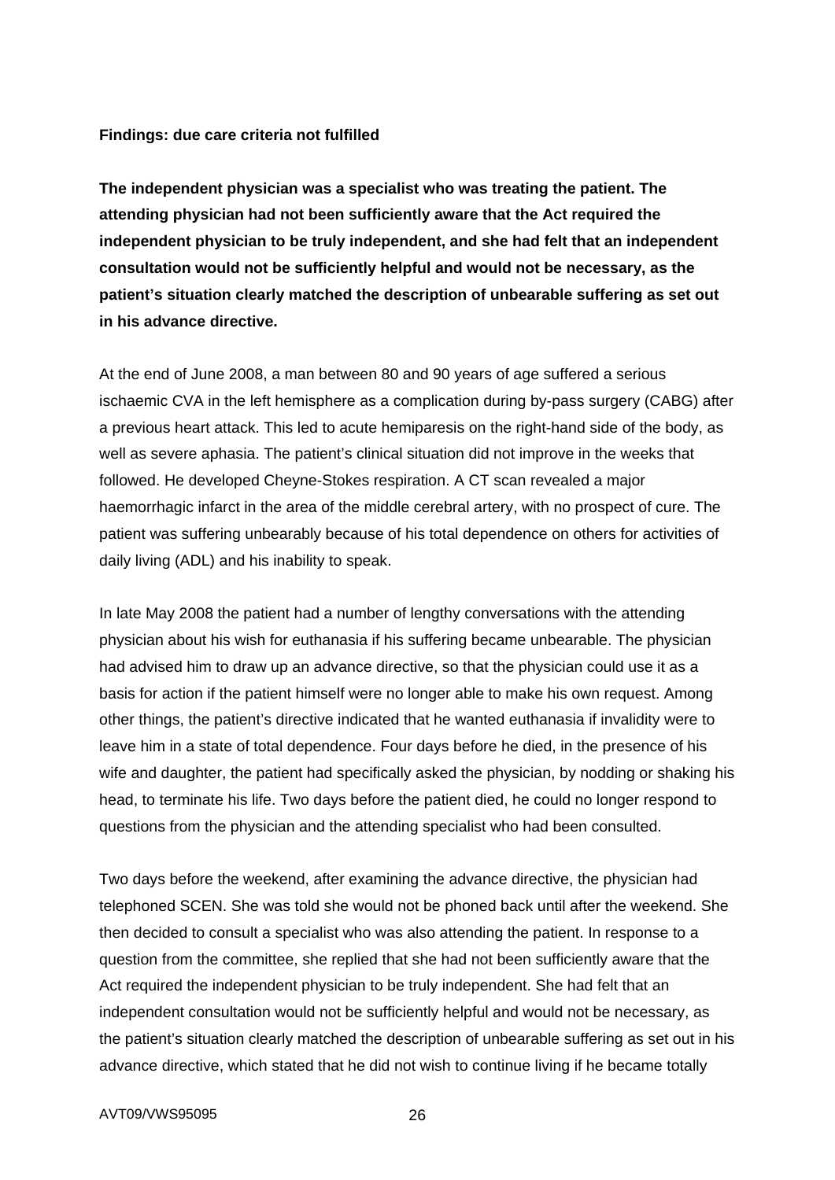**Findings: due care criteria not fulfilled**

**The independent physician was a specialist who was treating the patient. The attending physician had not been sufficiently aware that the Act required the independent physician to be truly independent, and she had felt that an independent consultation would not be sufficiently helpful and would not be necessary, as the patient's situation clearly matched the description of unbearable suffering as set out in his advance directive.**

At the end of June 2008, a man between 80 and 90 years of age suffered a serious ischaemic CVA in the left hemisphere as a complication during by-pass surgery (CABG) after a previous heart attack. This led to acute hemiparesis on the right-hand side of the body, as well as severe aphasia. The patient's clinical situation did not improve in the weeks that followed. He developed Cheyne-Stokes respiration. A CT scan revealed a major haemorrhagic infarct in the area of the middle cerebral artery, with no prospect of cure. The patient was suffering unbearably because of his total dependence on others for activities of daily living (ADL) and his inability to speak.

In late May 2008 the patient had a number of lengthy conversations with the attending physician about his wish for euthanasia if his suffering became unbearable. The physician had advised him to draw up an advance directive, so that the physician could use it as a basis for action if the patient himself were no longer able to make his own request. Among other things, the patient's directive indicated that he wanted euthanasia if invalidity were to leave him in a state of total dependence. Four days before he died, in the presence of his wife and daughter, the patient had specifically asked the physician, by nodding or shaking his head, to terminate his life. Two days before the patient died, he could no longer respond to questions from the physician and the attending specialist who had been consulted.

Two days before the weekend, after examining the advance directive, the physician had telephoned SCEN. She was told she would not be phoned back until after the weekend. She then decided to consult a specialist who was also attending the patient. In response to a question from the committee, she replied that she had not been sufficiently aware that the Act required the independent physician to be truly independent. She had felt that an independent consultation would not be sufficiently helpful and would not be necessary, as the patient's situation clearly matched the description of unbearable suffering as set out in his advance directive, which stated that he did not wish to continue living if he became totally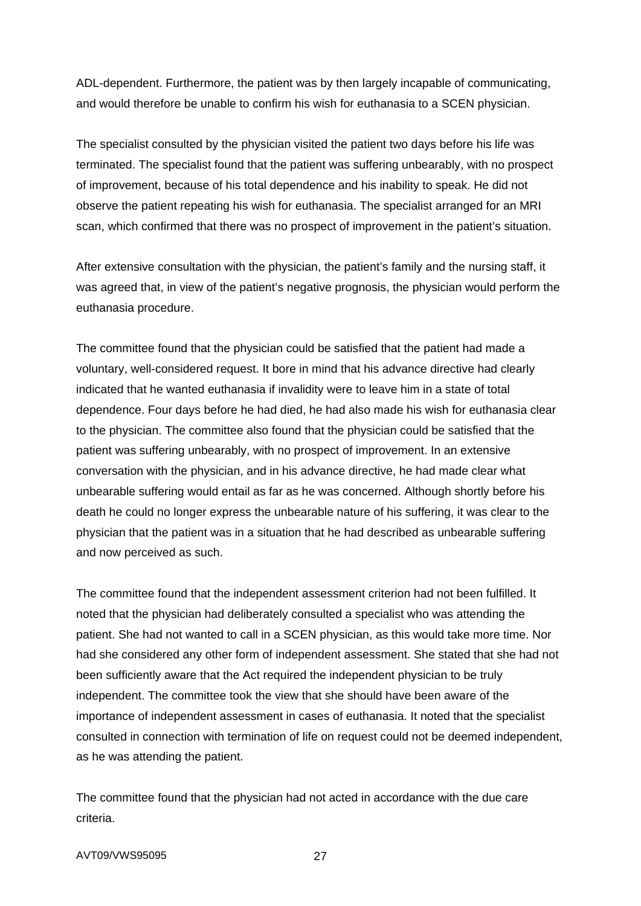ADL-dependent. Furthermore, the patient was by then largely incapable of communicating, and would therefore be unable to confirm his wish for euthanasia to a SCEN physician.

The specialist consulted by the physician visited the patient two days before his life was terminated. The specialist found that the patient was suffering unbearably, with no prospect of improvement, because of his total dependence and his inability to speak. He did not observe the patient repeating his wish for euthanasia. The specialist arranged for an MRI scan, which confirmed that there was no prospect of improvement in the patient's situation.

After extensive consultation with the physician, the patient's family and the nursing staff, it was agreed that, in view of the patient's negative prognosis, the physician would perform the euthanasia procedure.

The committee found that the physician could be satisfied that the patient had made a voluntary, well-considered request. It bore in mind that his advance directive had clearly indicated that he wanted euthanasia if invalidity were to leave him in a state of total dependence. Four days before he had died, he had also made his wish for euthanasia clear to the physician. The committee also found that the physician could be satisfied that the patient was suffering unbearably, with no prospect of improvement. In an extensive conversation with the physician, and in his advance directive, he had made clear what unbearable suffering would entail as far as he was concerned. Although shortly before his death he could no longer express the unbearable nature of his suffering, it was clear to the physician that the patient was in a situation that he had described as unbearable suffering and now perceived as such.

The committee found that the independent assessment criterion had not been fulfilled. It noted that the physician had deliberately consulted a specialist who was attending the patient. She had not wanted to call in a SCEN physician, as this would take more time. Nor had she considered any other form of independent assessment. She stated that she had not been sufficiently aware that the Act required the independent physician to be truly independent. The committee took the view that she should have been aware of the importance of independent assessment in cases of euthanasia. It noted that the specialist consulted in connection with termination of life on request could not be deemed independent, as he was attending the patient.

The committee found that the physician had not acted in accordance with the due care criteria.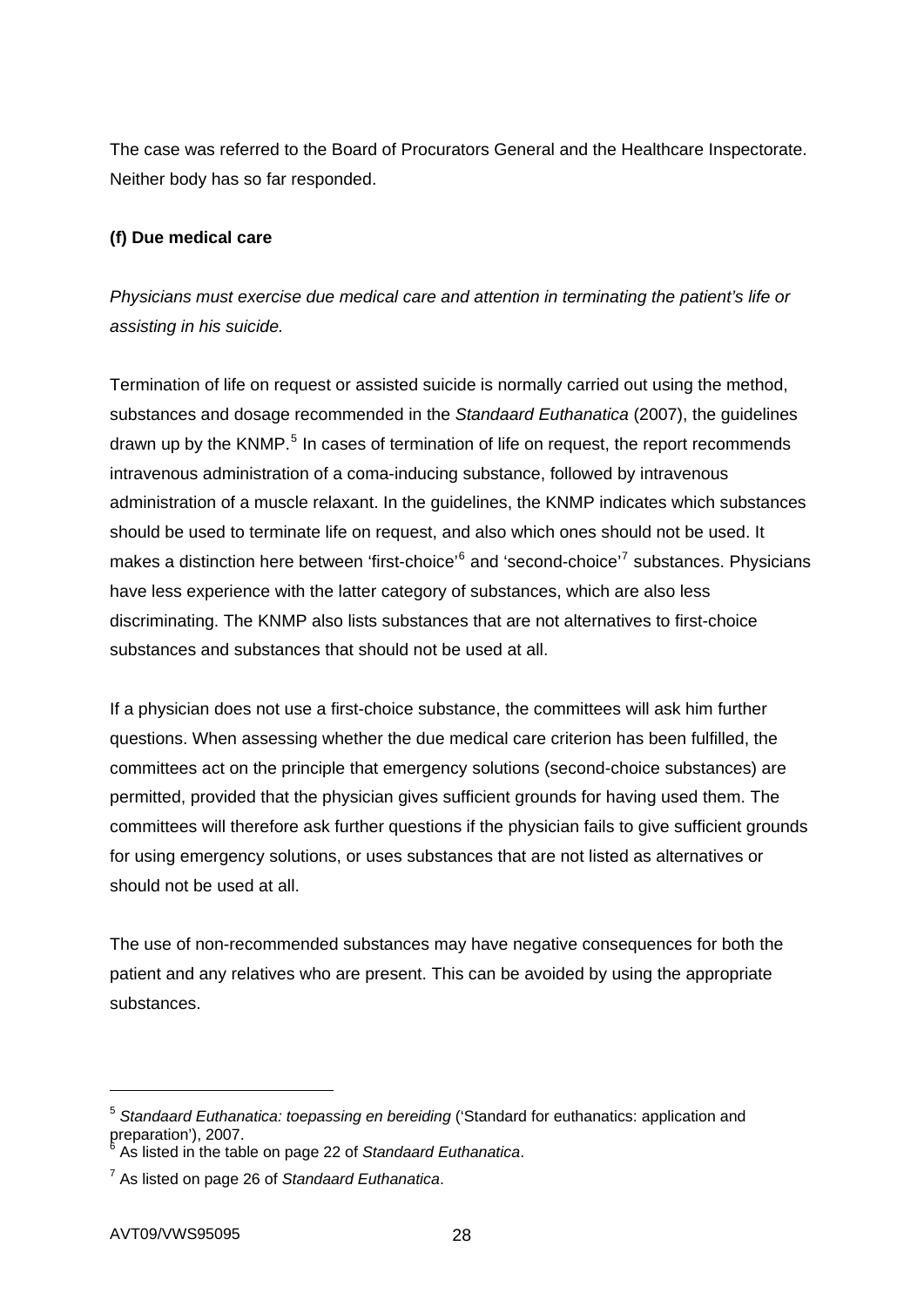The case was referred to the Board of Procurators General and the Healthcare Inspectorate. Neither body has so far responded.

**(f) Due medical care**

*Physicians must exercise due medical care and attention in terminating the patient's life or assisting in his suicide.*

Termination of life on request or assisted suicide is normally carried out using the method, substances and dosage recommended in the *Standaard Euthanatica* (2007), the guidelines drawn up by the KNMP.[5] In cases of termination of life on request, the report recommends intravenous administration of a coma-inducing substance, followed by intravenous administration of a muscle relaxant. In the guidelines, the KNMP indicates which substances should be used to terminate life on request, and also which ones should not be used. It makes a distinction here between 'first-choice'[6] and 'second-choice'[7] substances. Physicians have less experience with the latter category of substances, which are also less discriminating. The KNMP also lists substances that are not alternatives to first-choice substances and substances that should not be used at all.

If a physician does not use a first-choice substance, the committees will ask him further questions. When assessing whether the due medical care criterion has been fulfilled, the committees act on the principle that emergency solutions (second-choice substances) are permitted, provided that the physician gives sufficient grounds for having used them. The committees will therefore ask further questions if the physician fails to give sufficient grounds for using emergency solutions, or uses substances that are not listed as alternatives or should not be used at all.

The use of non-recommended substances may have negative consequences for both the patient and any relatives who are present. This can be avoided by using the appropriate substances.

---

[5] *Standaard Euthanatica: toepassing en bereiding* ('Standard for euthanatics: application and preparation'), 2007.

[6] As listed in the table on page 22 of *Standaard Euthanatica*.

[7] As listed on page 26 of *Standaard Euthanatica*.

AVT09/VWS95095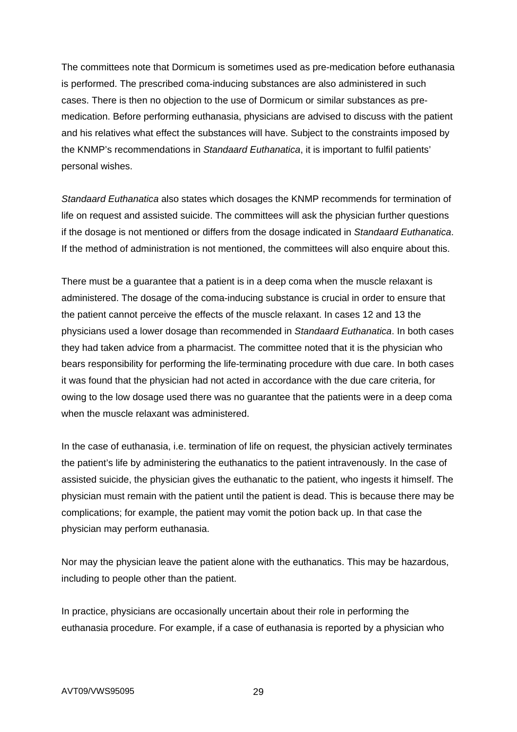The committees note that Dormicum is sometimes used as pre-medication before euthanasia is performed. The prescribed coma-inducing substances are also administered in such cases. There is then no objection to the use of Dormicum or similar substances as pre-medication. Before performing euthanasia, physicians are advised to discuss with the patient and his relatives what effect the substances will have. Subject to the constraints imposed by the KNMP's recommendations in *Standaard Euthanatica*, it is important to fulfil patients' personal wishes.

*Standaard Euthanatica* also states which dosages the KNMP recommends for termination of life on request and assisted suicide. The committees will ask the physician further questions if the dosage is not mentioned or differs from the dosage indicated in *Standaard Euthanatica*. If the method of administration is not mentioned, the committees will also enquire about this.

There must be a guarantee that a patient is in a deep coma when the muscle relaxant is administered. The dosage of the coma-inducing substance is crucial in order to ensure that the patient cannot perceive the effects of the muscle relaxant. In cases 12 and 13 the physicians used a lower dosage than recommended in *Standaard Euthanatica*. In both cases they had taken advice from a pharmacist. The committee noted that it is the physician who bears responsibility for performing the life-terminating procedure with due care. In both cases it was found that the physician had not acted in accordance with the due care criteria, for owing to the low dosage used there was no guarantee that the patients were in a deep coma when the muscle relaxant was administered.

In the case of euthanasia, i.e. termination of life on request, the physician actively terminates the patient's life by administering the euthanatics to the patient intravenously. In the case of assisted suicide, the physician gives the euthanatic to the patient, who ingests it himself. The physician must remain with the patient until the patient is dead. This is because there may be complications; for example, the patient may vomit the potion back up. In that case the physician may perform euthanasia.

Nor may the physician leave the patient alone with the euthanatics. This may be hazardous, including to people other than the patient.

In practice, physicians are occasionally uncertain about their role in performing the euthanasia procedure. For example, if a case of euthanasia is reported by a physician who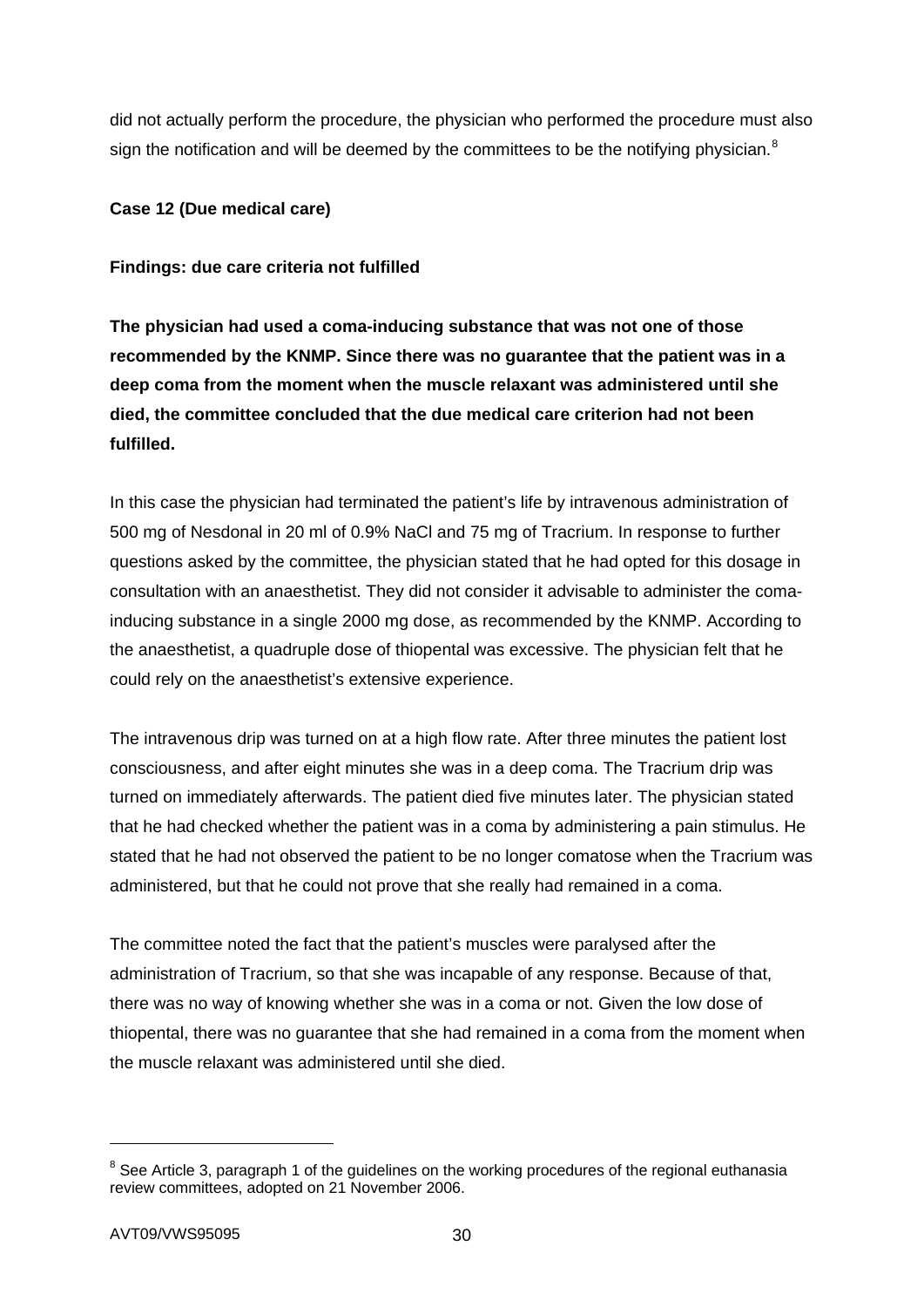did not actually perform the procedure, the physician who performed the procedure must also sign the notification and will be deemed by the committees to be the notifying physician.[8]

**Case 12 (Due medical care)**

**Findings: due care criteria not fulfilled**

**The physician had used a coma-inducing substance that was not one of those recommended by the KNMP. Since there was no guarantee that the patient was in a deep coma from the moment when the muscle relaxant was administered until she died, the committee concluded that the due medical care criterion had not been fulfilled.**

In this case the physician had terminated the patient's life by intravenous administration of 500 mg of Nesdonal in 20 ml of 0.9% NaCl and 75 mg of Tracrium. In response to further questions asked by the committee, the physician stated that he had opted for this dosage in consultation with an anaesthetist. They did not consider it advisable to administer the coma-inducing substance in a single 2000 mg dose, as recommended by the KNMP. According to the anaesthetist, a quadruple dose of thiopental was excessive. The physician felt that he could rely on the anaesthetist's extensive experience.

The intravenous drip was turned on at a high flow rate. After three minutes the patient lost consciousness, and after eight minutes she was in a deep coma. The Tracrium drip was turned on immediately afterwards. The patient died five minutes later. The physician stated that he had checked whether the patient was in a coma by administering a pain stimulus. He stated that he had not observed the patient to be no longer comatose when the Tracrium was administered, but that he could not prove that she really had remained in a coma.

The committee noted the fact that the patient's muscles were paralysed after the administration of Tracrium, so that she was incapable of any response. Because of that, there was no way of knowing whether she was in a coma or not. Given the low dose of thiopental, there was no guarantee that she had remained in a coma from the moment when the muscle relaxant was administered until she died.

---

[8] See Article 3, paragraph 1 of the guidelines on the working procedures of the regional euthanasia review committees, adopted on 21 November 2006.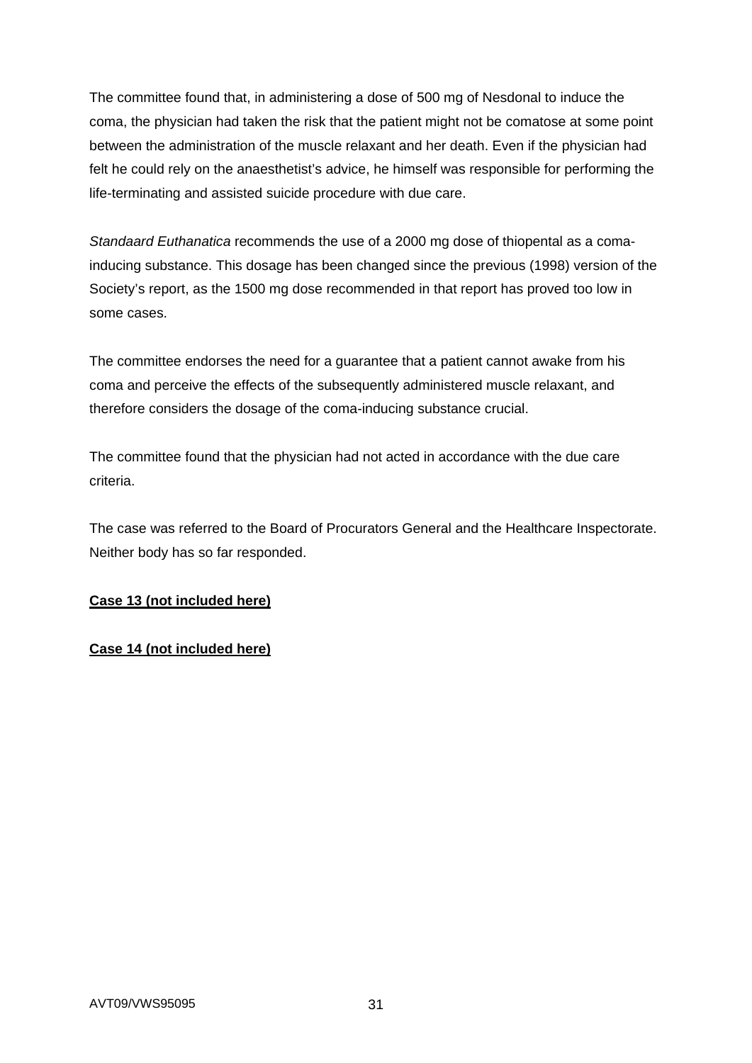The committee found that, in administering a dose of 500 mg of Nesdonal to induce the coma, the physician had taken the risk that the patient might not be comatose at some point between the administration of the muscle relaxant and her death. Even if the physician had felt he could rely on the anaesthetist's advice, he himself was responsible for performing the life-terminating and assisted suicide procedure with due care.

*Standaard Euthanatica* recommends the use of a 2000 mg dose of thiopental as a coma-inducing substance. This dosage has been changed since the previous (1998) version of the Society's report, as the 1500 mg dose recommended in that report has proved too low in some cases.

The committee endorses the need for a guarantee that a patient cannot awake from his coma and perceive the effects of the subsequently administered muscle relaxant, and therefore considers the dosage of the coma-inducing substance crucial.

The committee found that the physician had not acted in accordance with the due care criteria.

The case was referred to the Board of Procurators General and the Healthcare Inspectorate. Neither body has so far responded.

**Case 13 (not included here)**

**Case 14 (not included here)**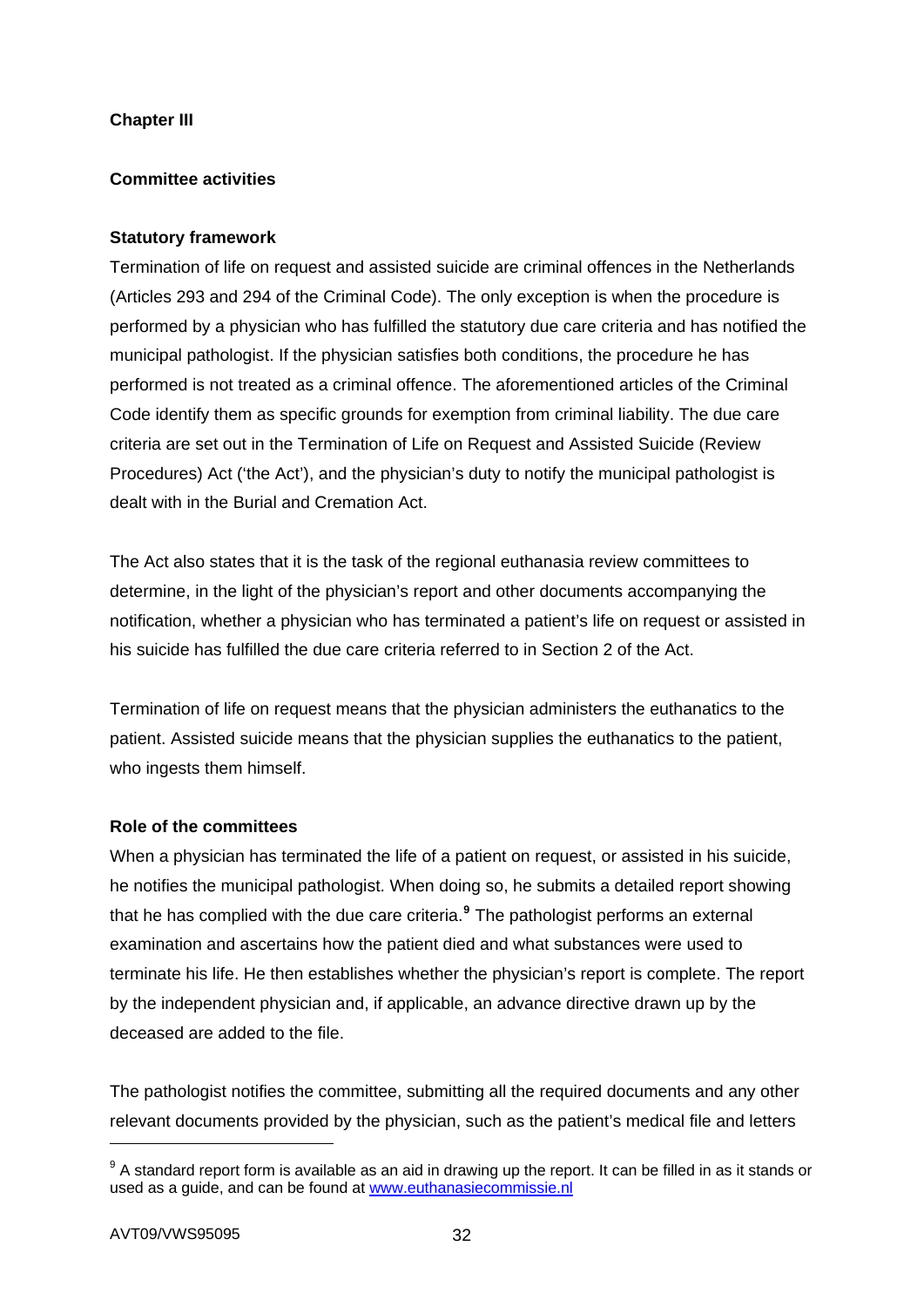## Chapter III

### Committee activities

**Statutory framework**

Termination of life on request and assisted suicide are criminal offences in the Netherlands (Articles 293 and 294 of the Criminal Code). The only exception is when the procedure is performed by a physician who has fulfilled the statutory due care criteria and has notified the municipal pathologist. If the physician satisfies both conditions, the procedure he has performed is not treated as a criminal offence. The aforementioned articles of the Criminal Code identify them as specific grounds for exemption from criminal liability. The due care criteria are set out in the Termination of Life on Request and Assisted Suicide (Review Procedures) Act ('the Act'), and the physician's duty to notify the municipal pathologist is dealt with in the Burial and Cremation Act.

The Act also states that it is the task of the regional euthanasia review committees to determine, in the light of the physician's report and other documents accompanying the notification, whether a physician who has terminated a patient's life on request or assisted in his suicide has fulfilled the due care criteria referred to in Section 2 of the Act.

Termination of life on request means that the physician administers the euthanatics to the patient. Assisted suicide means that the physician supplies the euthanatics to the patient, who ingests them himself.

**Role of the committees**

When a physician has terminated the life of a patient on request, or assisted in his suicide, he notifies the municipal pathologist. When doing so, he submits a detailed report showing that he has complied with the due care criteria.[9] The pathologist performs an external examination and ascertains how the patient died and what substances were used to terminate his life. He then establishes whether the physician's report is complete. The report by the independent physician and, if applicable, an advance directive drawn up by the deceased are added to the file.

The pathologist notifies the committee, submitting all the required documents and any other relevant documents provided by the physician, such as the patient's medical file and letters

---

[9] A standard report form is available as an aid in drawing up the report. It can be filled in as it stands or used as a guide, and can be found at www.euthanasiecommissie.nl

AVT09/VWS95095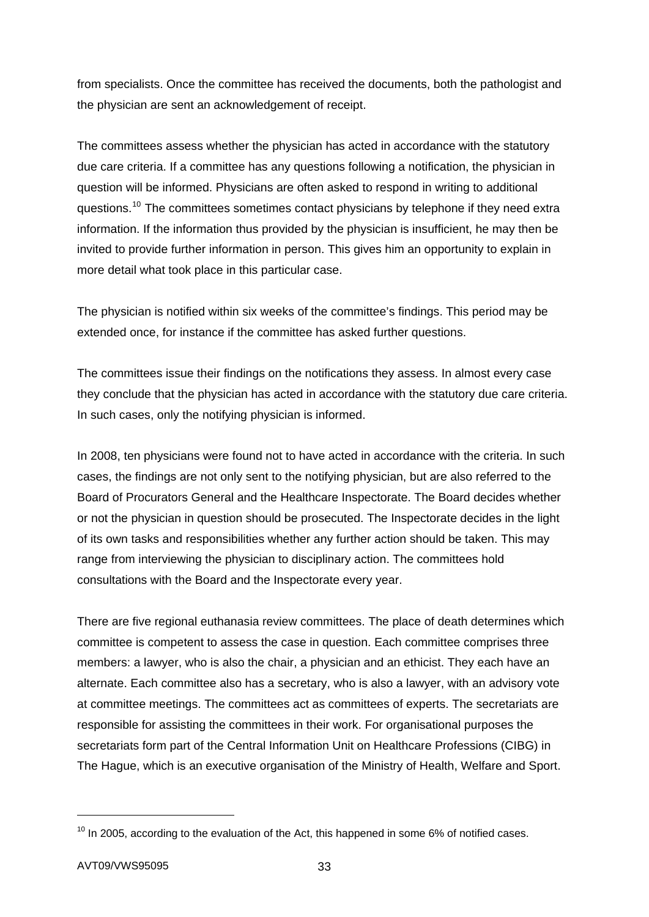from specialists. Once the committee has received the documents, both the pathologist and the physician are sent an acknowledgement of receipt.

The committees assess whether the physician has acted in accordance with the statutory due care criteria. If a committee has any questions following a notification, the physician in question will be informed. Physicians are often asked to respond in writing to additional questions.[10] The committees sometimes contact physicians by telephone if they need extra information. If the information thus provided by the physician is insufficient, he may then be invited to provide further information in person. This gives him an opportunity to explain in more detail what took place in this particular case.

The physician is notified within six weeks of the committee's findings. This period may be extended once, for instance if the committee has asked further questions.

The committees issue their findings on the notifications they assess. In almost every case they conclude that the physician has acted in accordance with the statutory due care criteria. In such cases, only the notifying physician is informed.

In 2008, ten physicians were found not to have acted in accordance with the criteria. In such cases, the findings are not only sent to the notifying physician, but are also referred to the Board of Procurators General and the Healthcare Inspectorate. The Board decides whether or not the physician in question should be prosecuted. The Inspectorate decides in the light of its own tasks and responsibilities whether any further action should be taken. This may range from interviewing the physician to disciplinary action. The committees hold consultations with the Board and the Inspectorate every year.

There are five regional euthanasia review committees. The place of death determines which committee is competent to assess the case in question. Each committee comprises three members: a lawyer, who is also the chair, a physician and an ethicist. They each have an alternate. Each committee also has a secretary, who is also a lawyer, with an advisory vote at committee meetings. The committees act as committees of experts. The secretariats are responsible for assisting the committees in their work. For organisational purposes the secretariats form part of the Central Information Unit on Healthcare Professions (CIBG) in The Hague, which is an executive organisation of the Ministry of Health, Welfare and Sport.

---

[10] In 2005, according to the evaluation of the Act, this happened in some 6% of notified cases.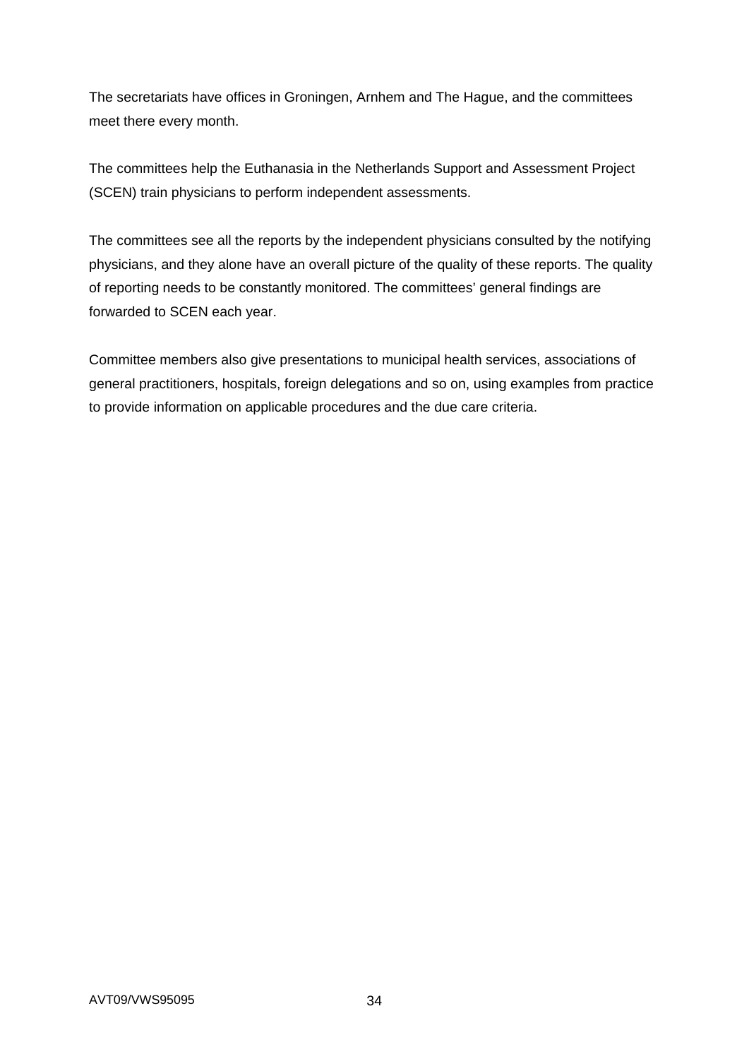The secretariats have offices in Groningen, Arnhem and The Hague, and the committees meet there every month.

The committees help the Euthanasia in the Netherlands Support and Assessment Project (SCEN) train physicians to perform independent assessments.

The committees see all the reports by the independent physicians consulted by the notifying physicians, and they alone have an overall picture of the quality of these reports. The quality of reporting needs to be constantly monitored. The committees' general findings are forwarded to SCEN each year.

Committee members also give presentations to municipal health services, associations of general practitioners, hospitals, foreign delegations and so on, using examples from practice to provide information on applicable procedures and the due care criteria.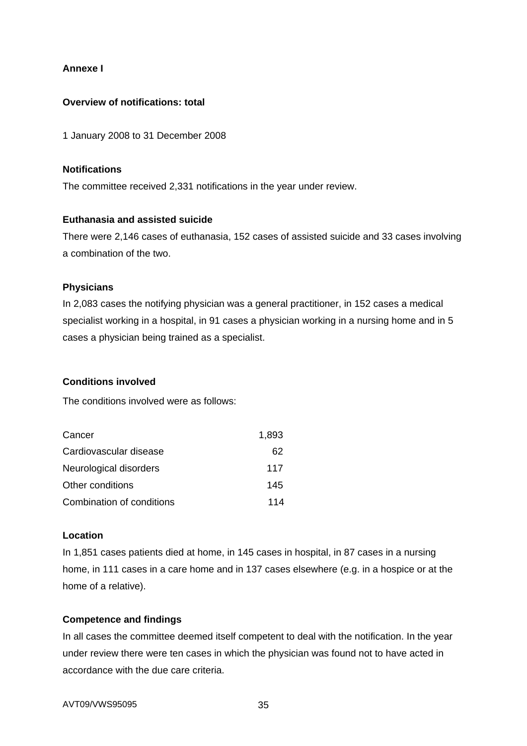**Annexe I**

**Overview of notifications: total**

1 January 2008 to 31 December 2008

**Notifications**

The committee received 2,331 notifications in the year under review.

**Euthanasia and assisted suicide**

There were 2,146 cases of euthanasia, 152 cases of assisted suicide and 33 cases involving a combination of the two.

**Physicians**

In 2,083 cases the notifying physician was a general practitioner, in 152 cases a medical specialist working in a hospital, in 91 cases a physician working in a nursing home and in 5 cases a physician being trained as a specialist.

**Conditions involved**

The conditions involved were as follows:

| | |
|---|---|
| Cancer | 1,893 |
| Cardiovascular disease | 62 |
| Neurological disorders | 117 |
| Other conditions | 145 |
| Combination of conditions | 114 |

**Location**

In 1,851 cases patients died at home, in 145 cases in hospital, in 87 cases in a nursing home, in 111 cases in a care home and in 137 cases elsewhere (e.g. in a hospice or at the home of a relative).

**Competence and findings**

In all cases the committee deemed itself competent to deal with the notification. In the year under review there were ten cases in which the physician was found not to have acted in accordance with the due care criteria.

AVT09/VWS95095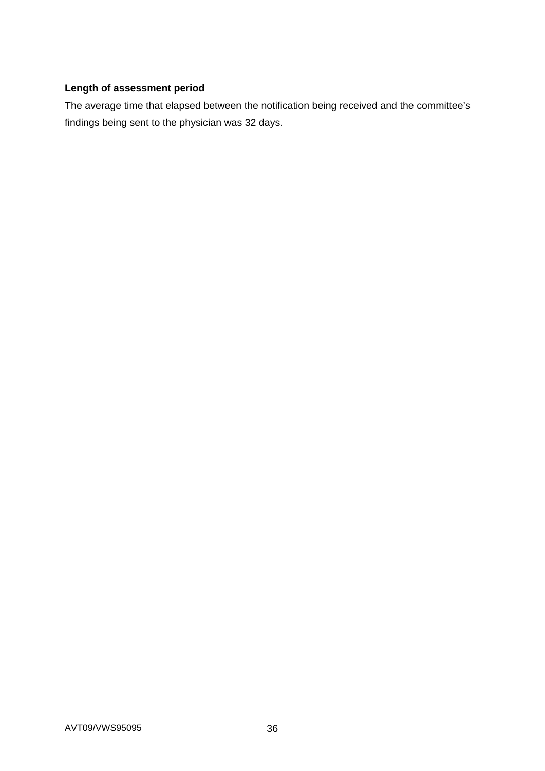**Length of assessment period**

The average time that elapsed between the notification being received and the committee's findings being sent to the physician was 32 days.